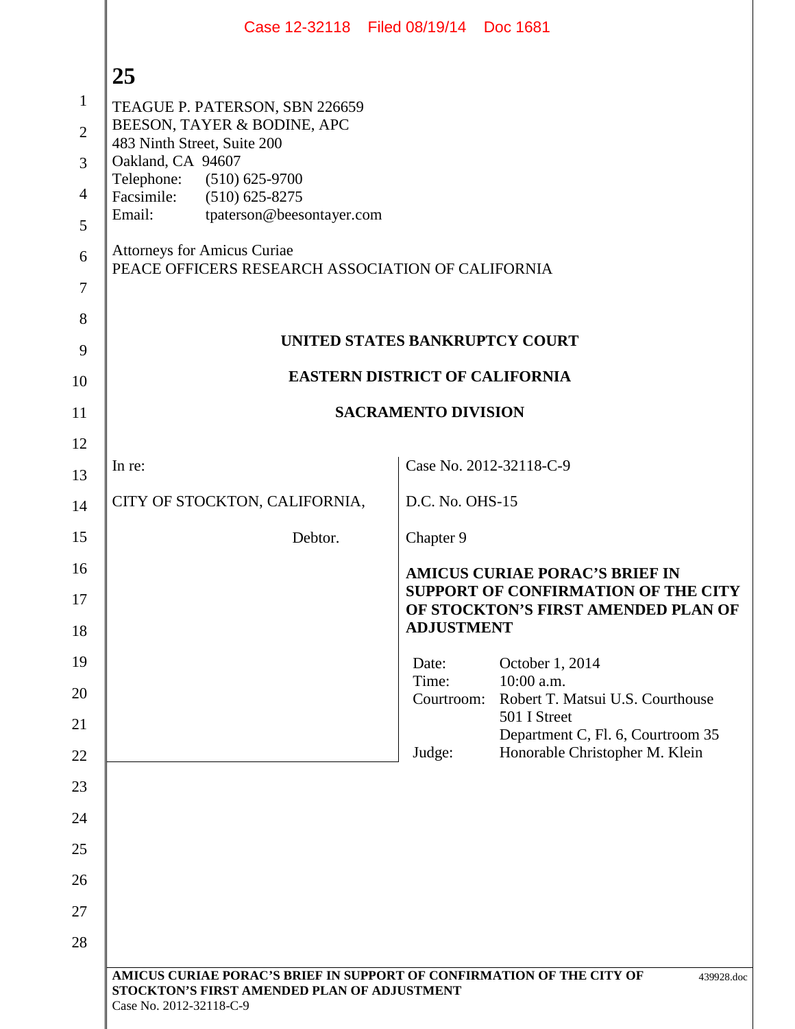TEAGUE P. PATERSON, SBN 226659
BEESON, TAYER & BODINE, APC
483 Ninth Street, Suite 200
Oakland, CA 94607
Telephone: (510) 625-9700
Facsimile: (510) 625-8275
Email: tpaterson@beesontayer.com

Attorneys for Amicus Curiae
PEACE OFFICERS RESEARCH ASSOCIATION OF CALIFORNIA

**UNITED STATES BANKRUPTCY COURT**

**EASTERN DISTRICT OF CALIFORNIA**

**SACRAMENTO DIVISION**

| | |
|---|---|
| In re:<br><br>CITY OF STOCKTON, CALIFORNIA,<br><br>Debtor. | Case No. 2012-32118-C-9<br><br>D.C. No. OHS-15<br><br>Chapter 9<br><br>**AMICUS CURIAE PORAC'S BRIEF IN SUPPORT OF CONFIRMATION OF THE CITY OF STOCKTON'S FIRST AMENDED PLAN OF ADJUSTMENT**<br><br>Date: October 1, 2014<br>Time: 10:00 a.m.<br>Courtroom: Robert T. Matsui U.S. Courthouse, 501 I Street, Department C, Fl. 6, Courtroom 35<br>Judge: Honorable Christopher M. Klein |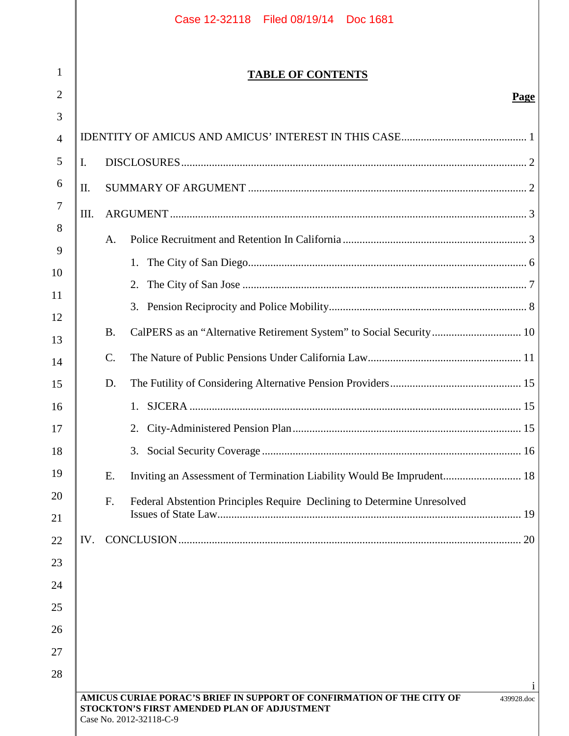# TABLE OF CONTENTS

**Page**

IDENTITY OF AMICUS AND AMICUS' INTEREST IN THIS CASE ..... 1

I. DISCLOSURES ..... 2

II. SUMMARY OF ARGUMENT ..... 2

III. ARGUMENT ..... 3

- A. Police Recruitment and Retention In California ..... 3
  1. The City of San Diego ..... 6
  2. The City of San Jose ..... 7
  3. Pension Reciprocity and Police Mobility ..... 8
- B. CalPERS as an "Alternative Retirement System" to Social Security ..... 10
- C. The Nature of Public Pensions Under California Law ..... 11
- D. The Futility of Considering Alternative Pension Providers ..... 15
  1. SJCERA ..... 15
  2. City-Administered Pension Plan ..... 15
  3. Social Security Coverage ..... 16
- E. Inviting an Assessment of Termination Liability Would Be Imprudent ..... 18
- F. Federal Abstention Principles Require Declining to Determine Unresolved Issues of State Law ..... 19

IV. CONCLUSION ..... 20

**AMICUS CURIAE PORAC'S BRIEF IN SUPPORT OF CONFIRMATION OF THE CITY OF STOCKTON'S FIRST AMENDED PLAN OF ADJUSTMENT**
Case No. 2012-32118-C-9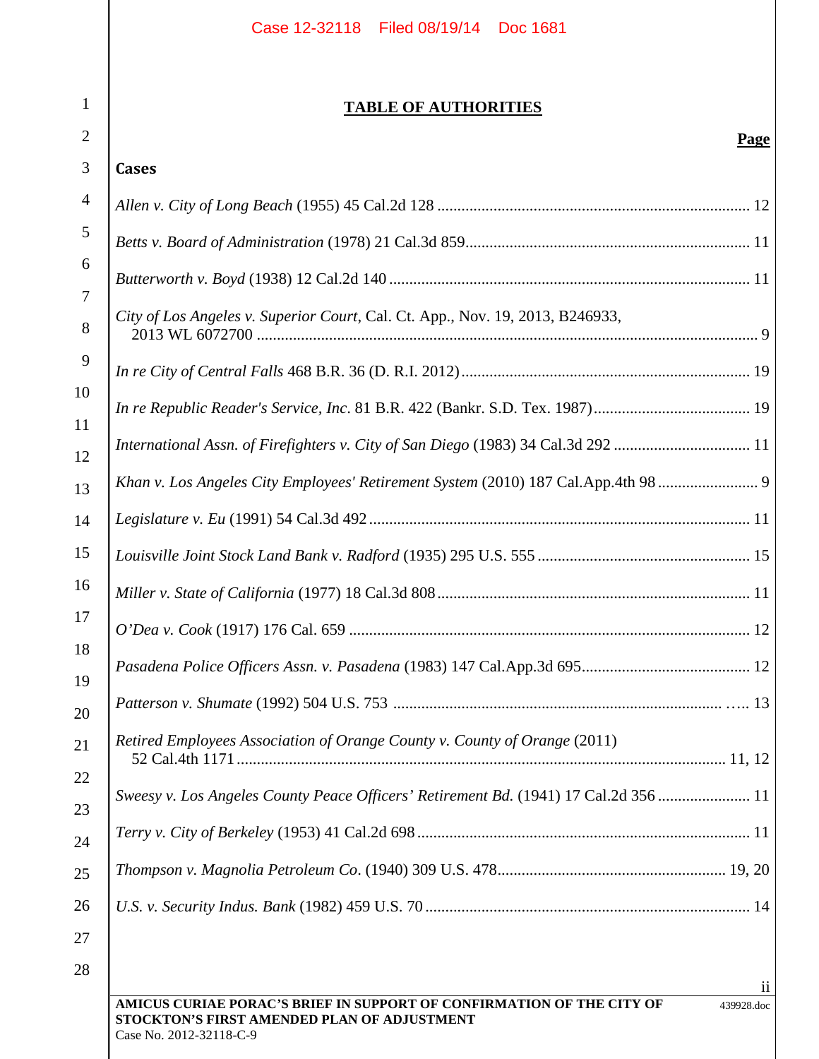# TABLE OF AUTHORITIES

| | Page |
|---|---|
| **Cases** | |
| *Allen v. City of Long Beach* (1955) 45 Cal.2d 128 | 12 |
| *Betts v. Board of Administration* (1978) 21 Cal.3d 859 | 11 |
| *Butterworth v. Boyd* (1938) 12 Cal.2d 140 | 11 |
| *City of Los Angeles v. Superior Court*, Cal. Ct. App., Nov. 19, 2013, B246933, 2013 WL 6072700 | 9 |
| *In re City of Central Falls* 468 B.R. 36 (D. R.I. 2012) | 19 |
| *In re Republic Reader's Service, Inc*. 81 B.R. 422 (Bankr. S.D. Tex. 1987) | 19 |
| *International Assn. of Firefighters v. City of San Diego* (1983) 34 Cal.3d 292 | 11 |
| *Khan v. Los Angeles City Employees' Retirement System* (2010) 187 Cal.App.4th 98 | 9 |
| *Legislature v. Eu* (1991) 54 Cal.3d 492 | 11 |
| *Louisville Joint Stock Land Bank v. Radford* (1935) 295 U.S. 555 | 15 |
| *Miller v. State of California* (1977) 18 Cal.3d 808 | 11 |
| *O'Dea v. Cook* (1917) 176 Cal. 659 | 12 |
| *Pasadena Police Officers Assn. v. Pasadena* (1983) 147 Cal.App.3d 695 | 12 |
| *Patterson v. Shumate* (1992) 504 U.S. 753 | 13 |
| *Retired Employees Association of Orange County v. County of Orange* (2011) 52 Cal.4th 1171 | 11, 12 |
| *Sweesy v. Los Angeles County Peace Officers' Retirement Bd.* (1941) 17 Cal.2d 356 | 11 |
| *Terry v. City of Berkeley* (1953) 41 Cal.2d 698 | 11 |
| *Thompson v. Magnolia Petroleum Co*. (1940) 309 U.S. 478 | 19, 20 |
| *U.S. v. Security Indus. Bank* (1982) 459 U.S. 70 | 14 |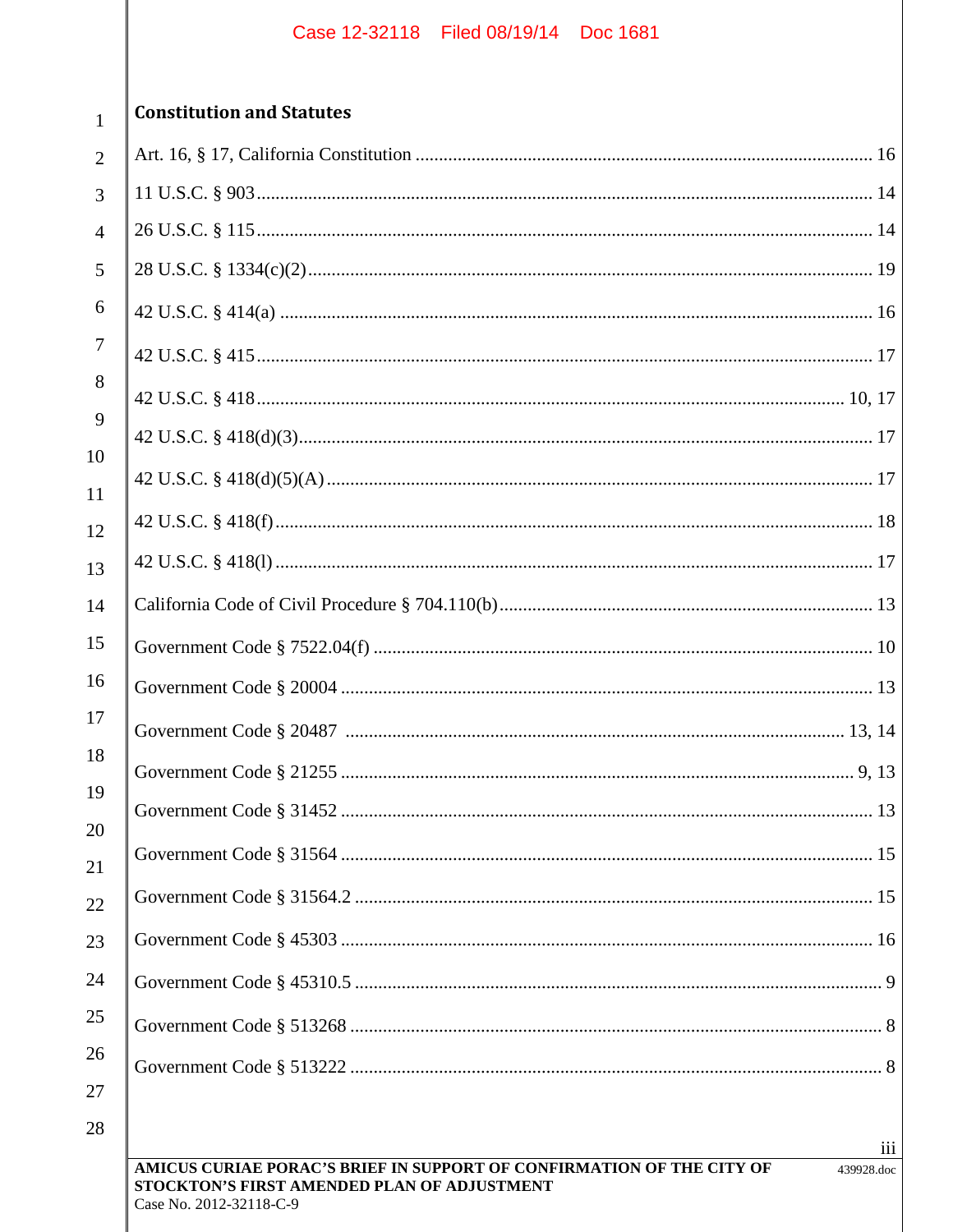**Constitution and Statutes**

Art. 16, § 17, California Constitution ........................................................................................ 16

11 U.S.C. § 903 ............................................................................................................................ 14

26 U.S.C. § 115 ............................................................................................................................ 14

28 U.S.C. § 1334(c)(2) ................................................................................................................. 19

42 U.S.C. § 414(a) ....................................................................................................................... 16

42 U.S.C. § 415 ............................................................................................................................ 17

42 U.S.C. § 418 ...................................................................................................................... 10, 17

42 U.S.C. § 418(d)(3) ................................................................................................................... 17

42 U.S.C. § 418(d)(5)(A) ............................................................................................................. 17

42 U.S.C. § 418(f) ........................................................................................................................ 18

42 U.S.C. § 418(l) ........................................................................................................................ 17

California Code of Civil Procedure § 704.110(b) ........................................................................ 13

Government Code § 7522.04(f) .................................................................................................... 10

Government Code § 20004 ........................................................................................................... 13

Government Code § 20487 ...................................................................................................... 13, 14

Government Code § 21255 ........................................................................................................ 9, 13

Government Code § 31452 ........................................................................................................... 13

Government Code § 31564 ........................................................................................................... 15

Government Code § 31564.2 ........................................................................................................ 15

Government Code § 45303 ........................................................................................................... 16

Government Code § 45310.5 .......................................................................................................... 9

Government Code § 513268 ........................................................................................................... 8

Government Code § 513222 ........................................................................................................... 8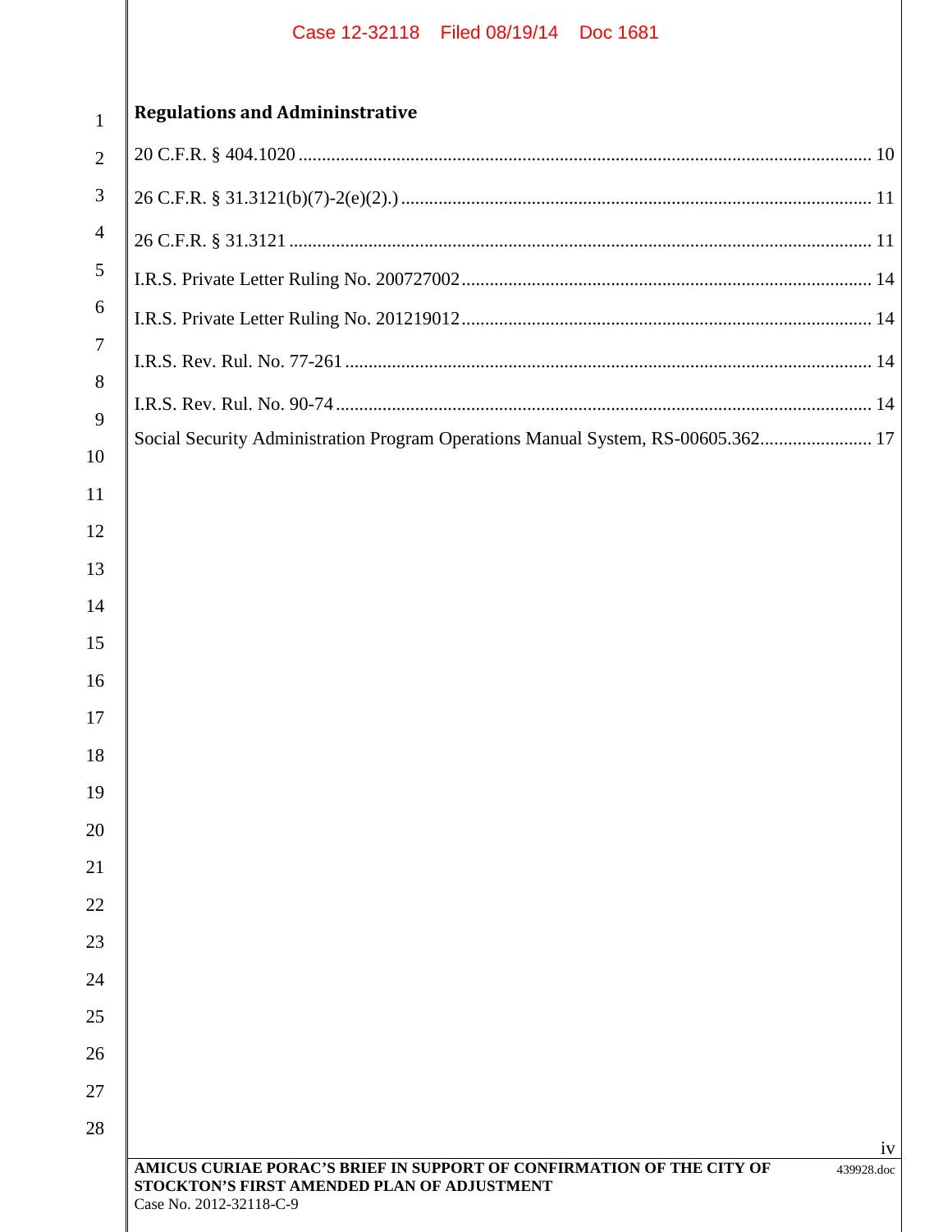**Regulations and Admininstrative**

20 C.F.R. § 404.1020 .......................................................................................................... 10

26 C.F.R. § 31.3121(b)(7)-2(e)(2).) .................................................................................... 11

26 C.F.R. § 31.3121 ........................................................................................................... 11

I.R.S. Private Letter Ruling No. 200727002 ....................................................................... 14

I.R.S. Private Letter Ruling No. 201219012 ....................................................................... 14

I.R.S. Rev. Rul. No. 77-261 ................................................................................................ 14

I.R.S. Rev. Rul. No. 90-74 .................................................................................................. 14

Social Security Administration Program Operations Manual System, RS-00605.362........................ 17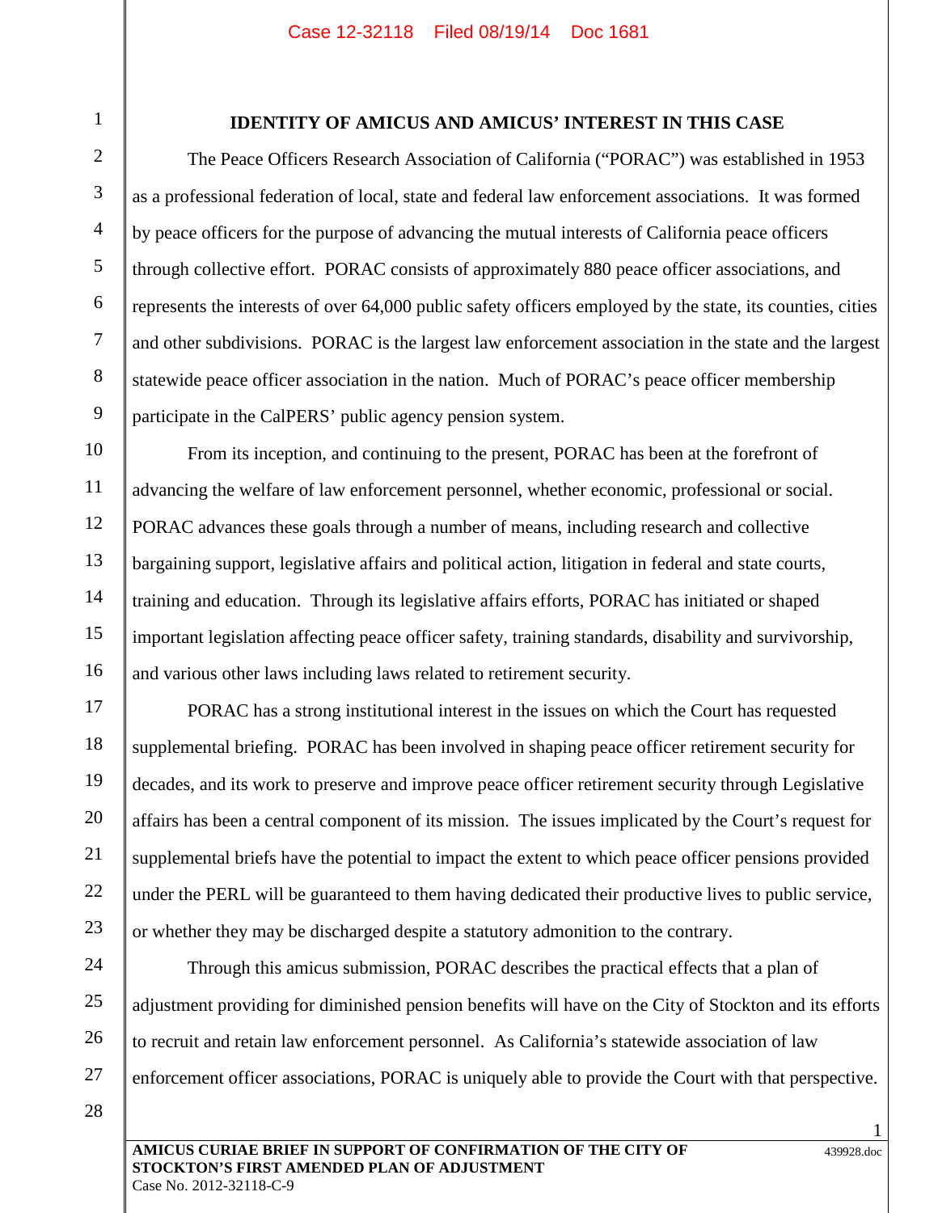## IDENTITY OF AMICUS AND AMICUS' INTEREST IN THIS CASE

The Peace Officers Research Association of California ("PORAC") was established in 1953 as a professional federation of local, state and federal law enforcement associations. It was formed by peace officers for the purpose of advancing the mutual interests of California peace officers through collective effort. PORAC consists of approximately 880 peace officer associations, and represents the interests of over 64,000 public safety officers employed by the state, its counties, cities and other subdivisions. PORAC is the largest law enforcement association in the state and the largest statewide peace officer association in the nation. Much of PORAC's peace officer membership participate in the CalPERS' public agency pension system.

From its inception, and continuing to the present, PORAC has been at the forefront of advancing the welfare of law enforcement personnel, whether economic, professional or social. PORAC advances these goals through a number of means, including research and collective bargaining support, legislative affairs and political action, litigation in federal and state courts, training and education. Through its legislative affairs efforts, PORAC has initiated or shaped important legislation affecting peace officer safety, training standards, disability and survivorship, and various other laws including laws related to retirement security.

PORAC has a strong institutional interest in the issues on which the Court has requested supplemental briefing. PORAC has been involved in shaping peace officer retirement security for decades, and its work to preserve and improve peace officer retirement security through Legislative affairs has been a central component of its mission. The issues implicated by the Court's request for supplemental briefs have the potential to impact the extent to which peace officer pensions provided under the PERL will be guaranteed to them having dedicated their productive lives to public service, or whether they may be discharged despite a statutory admonition to the contrary.

Through this amicus submission, PORAC describes the practical effects that a plan of adjustment providing for diminished pension benefits will have on the City of Stockton and its efforts to recruit and retain law enforcement personnel. As California's statewide association of law enforcement officer associations, PORAC is uniquely able to provide the Court with that perspective.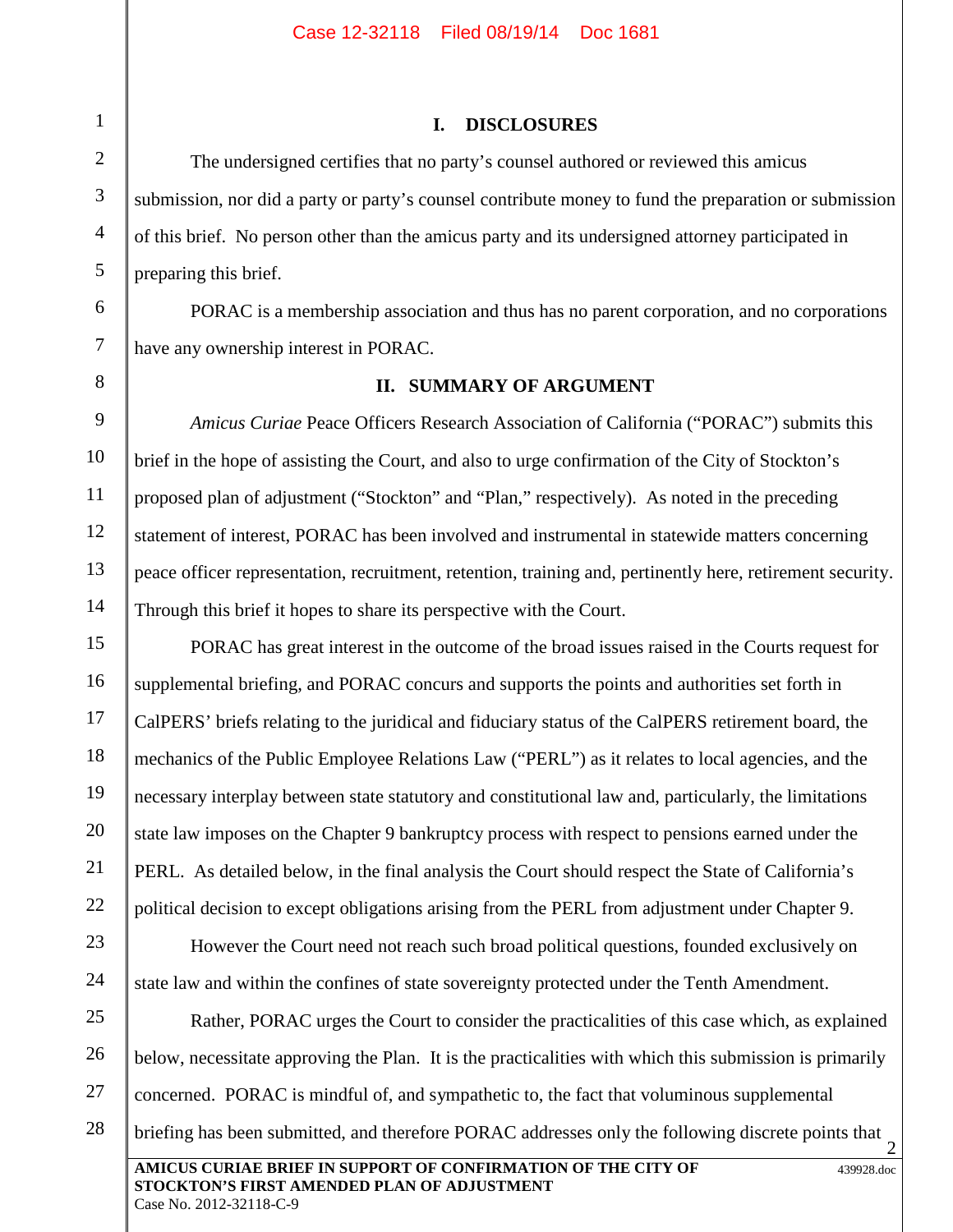## I. DISCLOSURES

The undersigned certifies that no party's counsel authored or reviewed this amicus submission, nor did a party or party's counsel contribute money to fund the preparation or submission of this brief. No person other than the amicus party and its undersigned attorney participated in preparing this brief.

PORAC is a membership association and thus has no parent corporation, and no corporations have any ownership interest in PORAC.

## II. SUMMARY OF ARGUMENT

*Amicus Curiae* Peace Officers Research Association of California ("PORAC") submits this brief in the hope of assisting the Court, and also to urge confirmation of the City of Stockton's proposed plan of adjustment ("Stockton" and "Plan," respectively). As noted in the preceding statement of interest, PORAC has been involved and instrumental in statewide matters concerning peace officer representation, recruitment, retention, training and, pertinently here, retirement security. Through this brief it hopes to share its perspective with the Court.

PORAC has great interest in the outcome of the broad issues raised in the Courts request for supplemental briefing, and PORAC concurs and supports the points and authorities set forth in CalPERS' briefs relating to the juridical and fiduciary status of the CalPERS retirement board, the mechanics of the Public Employee Relations Law ("PERL") as it relates to local agencies, and the necessary interplay between state statutory and constitutional law and, particularly, the limitations state law imposes on the Chapter 9 bankruptcy process with respect to pensions earned under the PERL. As detailed below, in the final analysis the Court should respect the State of California's political decision to except obligations arising from the PERL from adjustment under Chapter 9.

However the Court need not reach such broad political questions, founded exclusively on state law and within the confines of state sovereignty protected under the Tenth Amendment.

Rather, PORAC urges the Court to consider the practicalities of this case which, as explained below, necessitate approving the Plan. It is the practicalities with which this submission is primarily concerned. PORAC is mindful of, and sympathetic to, the fact that voluminous supplemental briefing has been submitted, and therefore PORAC addresses only the following discrete points that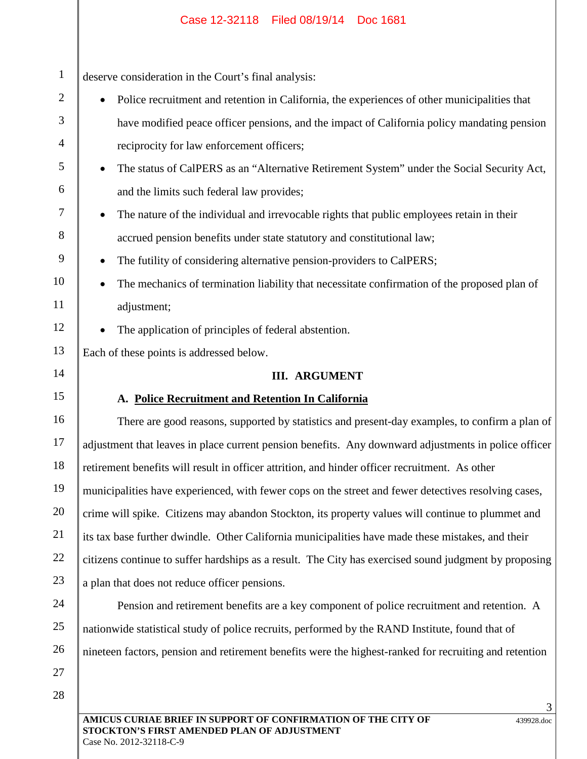deserve consideration in the Court's final analysis:

- Police recruitment and retention in California, the experiences of other municipalities that have modified peace officer pensions, and the impact of California policy mandating pension reciprocity for law enforcement officers;
- The status of CalPERS as an "Alternative Retirement System" under the Social Security Act, and the limits such federal law provides;
- The nature of the individual and irrevocable rights that public employees retain in their accrued pension benefits under state statutory and constitutional law;
- The futility of considering alternative pension-providers to CalPERS;
- The mechanics of termination liability that necessitate confirmation of the proposed plan of adjustment;
- The application of principles of federal abstention.

Each of these points is addressed below.

## III. ARGUMENT

### A. Police Recruitment and Retention In California

There are good reasons, supported by statistics and present-day examples, to confirm a plan of adjustment that leaves in place current pension benefits. Any downward adjustments in police officer retirement benefits will result in officer attrition, and hinder officer recruitment. As other municipalities have experienced, with fewer cops on the street and fewer detectives resolving cases, crime will spike. Citizens may abandon Stockton, its property values will continue to plummet and its tax base further dwindle. Other California municipalities have made these mistakes, and their citizens continue to suffer hardships as a result. The City has exercised sound judgment by proposing a plan that does not reduce officer pensions.

Pension and retirement benefits are a key component of police recruitment and retention. A nationwide statistical study of police recruits, performed by the RAND Institute, found that of nineteen factors, pension and retirement benefits were the highest-ranked for recruiting and retention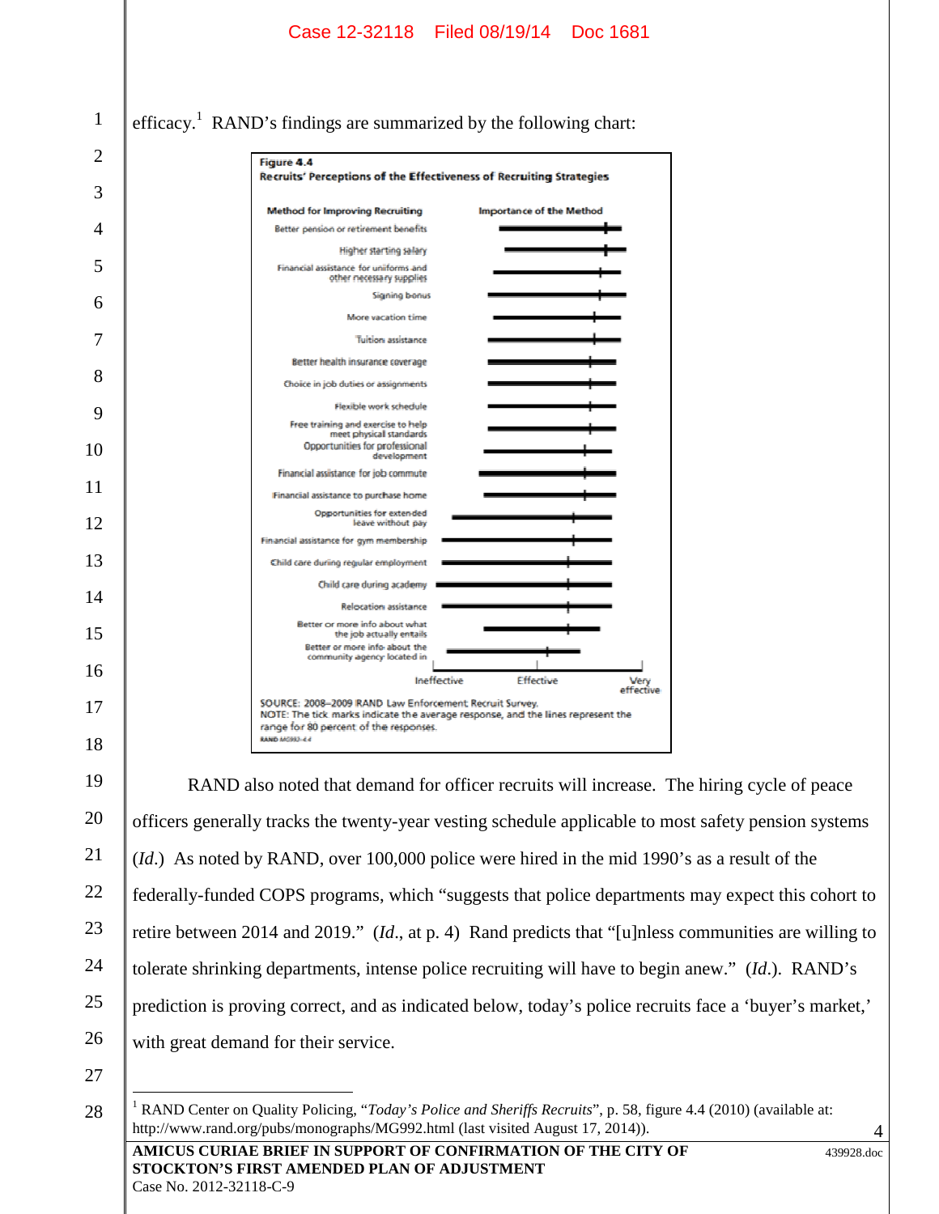efficacy.[1] RAND's findings are summarized by the following chart:

**Figure 4.4**
**Recruits' Perceptions of the Effectiveness of Recruiting Strategies**

| Method for Improving Recruiting |
|---|
| Better pension or retirement benefits |
| Higher starting salary |
| Financial assistance for uniforms and other necessary supplies |
| Signing bonus |
| More vacation time |
| Tuition assistance |
| Better health insurance coverage |
| Choice in job duties or assignments |
| Flexible work schedule |
| Free training and exercise to help meet physical standards |
| Opportunities for professional development |
| Financial assistance for job commute |
| Financial assistance to purchase home |
| Opportunities for extended leave without pay |
| Financial assistance for gym membership |
| Child care during regular employment |
| Child care during academy |
| Relocation assistance |
| Better or more info about what the job actually entails |
| Better or more info about the community agency located in |

Importance of the Method: Ineffective — Effective — Very effective

SOURCE: 2008–2009 RAND Law Enforcement Recruit Survey.
NOTE: The tick marks indicate the average response, and the lines represent the range for 80 percent of the responses.
RAND MG992-4.4

RAND also noted that demand for officer recruits will increase. The hiring cycle of peace officers generally tracks the twenty-year vesting schedule applicable to most safety pension systems (*Id.*) As noted by RAND, over 100,000 police were hired in the mid 1990's as a result of the federally-funded COPS programs, which "suggests that police departments may expect this cohort to retire between 2014 and 2019." (*Id.*, at p. 4) Rand predicts that "[u]nless communities are willing to tolerate shrinking departments, intense police recruiting will have to begin anew." (*Id.*). RAND's prediction is proving correct, and as indicated below, today's police recruits face a 'buyer's market,' with great demand for their service.

---

[1] RAND Center on Quality Policing, "*Today's Police and Sheriffs Recruits*", p. 58, figure 4.4 (2010) (available at: http://www.rand.org/pubs/monographs/MG992.html (last visited August 17, 2014)).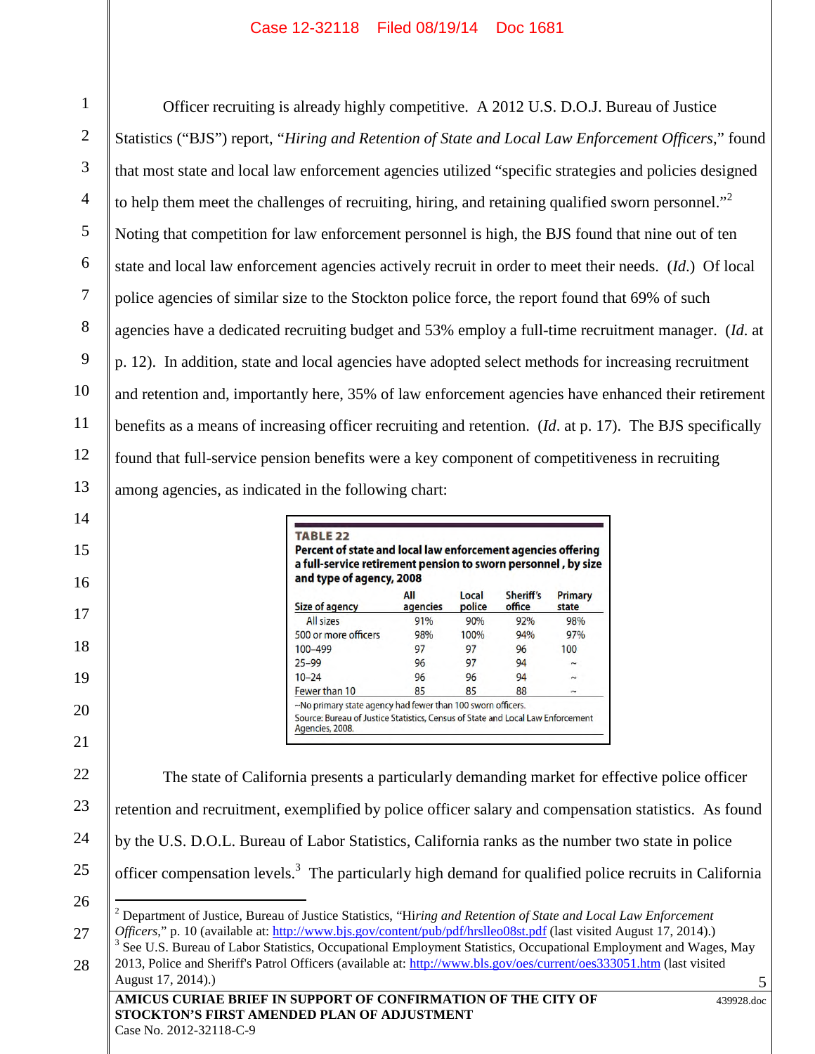Officer recruiting is already highly competitive. A 2012 U.S. D.O.J. Bureau of Justice Statistics ("BJS") report, "*Hiring and Retention of State and Local Law Enforcement Officers*," found that most state and local law enforcement agencies utilized "specific strategies and policies designed to help them meet the challenges of recruiting, hiring, and retaining qualified sworn personnel."[2] Noting that competition for law enforcement personnel is high, the BJS found that nine out of ten state and local law enforcement agencies actively recruit in order to meet their needs. (*Id.*) Of local police agencies of similar size to the Stockton police force, the report found that 69% of such agencies have a dedicated recruiting budget and 53% employ a full-time recruitment manager. (*Id.* at p. 12). In addition, state and local agencies have adopted select methods for increasing recruitment and retention and, importantly here, 35% of law enforcement agencies have enhanced their retirement benefits as a means of increasing officer recruiting and retention. (*Id.* at p. 17). The BJS specifically found that full-service pension benefits were a key component of competitiveness in recruiting among agencies, as indicated in the following chart:

**TABLE 22**
**Percent of state and local law enforcement agencies offering a full-service retirement pension to sworn personnel, by size and type of agency, 2008**

| Size of agency | All agencies | Local police | Sheriff's office | Primary state |
|---|---|---|---|---|
| All sizes | 91% | 90% | 92% | 98% |
| 500 or more officers | 98% | 100% | 94% | 97% |
| 100–499 | 97 | 97 | 96 | 100 |
| 25–99 | 96 | 97 | 94 | ~ |
| 10–24 | 96 | 96 | 94 | ~ |
| Fewer than 10 | 85 | 85 | 88 | ~ |

~No primary state agency had fewer than 100 sworn officers.
Source: Bureau of Justice Statistics, Census of State and Local Law Enforcement Agencies, 2008.

The state of California presents a particularly demanding market for effective police officer retention and recruitment, exemplified by police officer salary and compensation statistics. As found by the U.S. D.O.L. Bureau of Labor Statistics, California ranks as the number two state in police officer compensation levels.[3] The particularly high demand for qualified police recruits in California

---

[2] Department of Justice, Bureau of Justice Statistics, "Hi*ring and Retention of State and Local Law Enforcement Officers*," p. 10 (available at: http://www.bjs.gov/content/pub/pdf/hrslleo08st.pdf (last visited August 17, 2014).)

[3] See U.S. Bureau of Labor Statistics, Occupational Employment Statistics, Occupational Employment and Wages, May 2013, Police and Sheriff's Patrol Officers (available at: http://www.bls.gov/oes/current/oes333051.htm (last visited August 17, 2014).)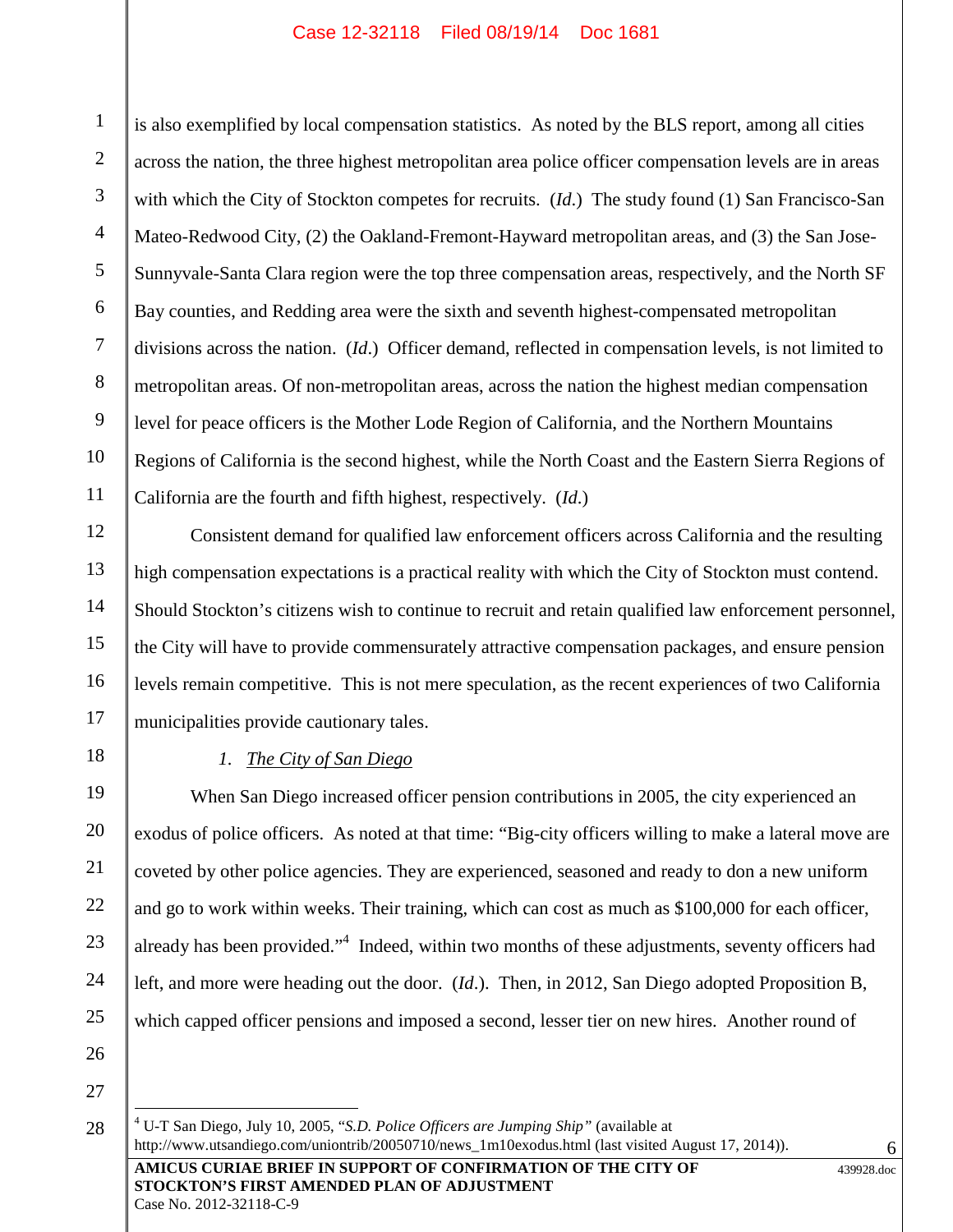is also exemplified by local compensation statistics. As noted by the BLS report, among all cities across the nation, the three highest metropolitan area police officer compensation levels are in areas with which the City of Stockton competes for recruits. (*Id.*) The study found (1) San Francisco-San Mateo-Redwood City, (2) the Oakland-Fremont-Hayward metropolitan areas, and (3) the San Jose-Sunnyvale-Santa Clara region were the top three compensation areas, respectively, and the North SF Bay counties, and Redding area were the sixth and seventh highest-compensated metropolitan divisions across the nation. (*Id.*) Officer demand, reflected in compensation levels, is not limited to metropolitan areas. Of non-metropolitan areas, across the nation the highest median compensation level for peace officers is the Mother Lode Region of California, and the Northern Mountains Regions of California is the second highest, while the North Coast and the Eastern Sierra Regions of California are the fourth and fifth highest, respectively. (*Id.*)

Consistent demand for qualified law enforcement officers across California and the resulting high compensation expectations is a practical reality with which the City of Stockton must contend. Should Stockton's citizens wish to continue to recruit and retain qualified law enforcement personnel, the City will have to provide commensurately attractive compensation packages, and ensure pension levels remain competitive. This is not mere speculation, as the recent experiences of two California municipalities provide cautionary tales.

1. The City of San Diego

When San Diego increased officer pension contributions in 2005, the city experienced an exodus of police officers. As noted at that time: "Big-city officers willing to make a lateral move are coveted by other police agencies. They are experienced, seasoned and ready to don a new uniform and go to work within weeks. Their training, which can cost as much as $100,000 for each officer, already has been provided."[4] Indeed, within two months of these adjustments, seventy officers had left, and more were heading out the door. (*Id.*). Then, in 2012, San Diego adopted Proposition B, which capped officer pensions and imposed a second, lesser tier on new hires. Another round of

[4] U-T San Diego, July 10, 2005, "*S.D. Police Officers are Jumping Ship*" (available at http://www.utsandiego.com/uniontrib/20050710/news_1m10exodus.html (last visited August 17, 2014)).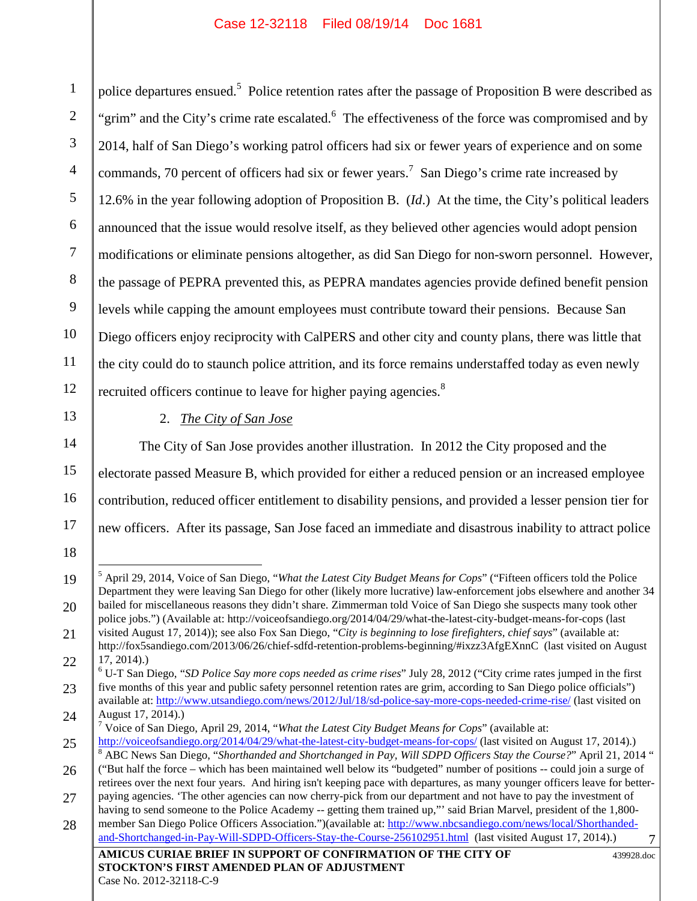police departures ensued.[5] Police retention rates after the passage of Proposition B were described as "grim" and the City's crime rate escalated.[6] The effectiveness of the force was compromised and by 2014, half of San Diego's working patrol officers had six or fewer years of experience and on some commands, 70 percent of officers had six or fewer years.[7] San Diego's crime rate increased by 12.6% in the year following adoption of Proposition B. (*Id*.) At the time, the City's political leaders announced that the issue would resolve itself, as they believed other agencies would adopt pension modifications or eliminate pensions altogether, as did San Diego for non-sworn personnel. However, the passage of PEPRA prevented this, as PEPRA mandates agencies provide defined benefit pension levels while capping the amount employees must contribute toward their pensions. Because San Diego officers enjoy reciprocity with CalPERS and other city and county plans, there was little that the city could do to staunch police attrition, and its force remains understaffed today as even newly recruited officers continue to leave for higher paying agencies.[8]

2. ***The City of San Jose***

The City of San Jose provides another illustration. In 2012 the City proposed and the electorate passed Measure B, which provided for either a reduced pension or an increased employee contribution, reduced officer entitlement to disability pensions, and provided a lesser pension tier for new officers. After its passage, San Jose faced an immediate and disastrous inability to attract police

---

[5] April 29, 2014, Voice of San Diego, "*What the Latest City Budget Means for Cops*" ("Fifteen officers told the Police Department they were leaving San Diego for other (likely more lucrative) law-enforcement jobs elsewhere and another 34 bailed for miscellaneous reasons they didn't share. Zimmerman told Voice of San Diego she suspects many took other police jobs.") (Available at: http://voiceofsandiego.org/2014/04/29/what-the-latest-city-budget-means-for-cops (last visited August 17, 2014)); see also Fox San Diego, "*City is beginning to lose firefighters, chief says*" (available at: http://fox5sandiego.com/2013/06/26/chief-sdfd-retention-problems-beginning/#ixzz3AfgEXnnC (last visited on August 17, 2014).)

[6] U-T San Diego, "*SD Police Say more cops needed as crime rises*" July 28, 2012 ("City crime rates jumped in the first five months of this year and public safety personnel retention rates are grim, according to San Diego police officials") available at: http://www.utsandiego.com/news/2012/Jul/18/sd-police-say-more-cops-needed-as-crime-rise/ (last visited on August 17, 2014).)

[7] Voice of San Diego, April 29, 2014, "*What the Latest City Budget Means for Cops*" (available at: http://voiceofsandiego.org/2014/04/29/what-the-latest-city-budget-means-for-cops/ (last visited on August 17, 2014).)

[8] ABC News San Diego, "*Shorthanded and Shortchanged in Pay, Will SDPD Officers Stay the Course?*" April 21, 2014 " ("But half the force – which has been maintained well below its "budgeted" number of positions -- could join a surge of retirees over the next four years. And hiring isn't keeping pace with departures, as many younger officers leave for better-paying agencies. 'The other agencies can now cherry-pick from our department and not have to pay the investment of having to send someone to the Police Academy -- getting them trained up,"' said Brian Marvel, president of the 1,800-member San Diego Police Officers Association.")(available at: http://www.nbcsandiego.com/news/local/Shorthanded-and-Shortchanged-in-Pay-Will-SDPD-Officers-Stay-the-Course-256102951.html (last visited August 17, 2014).)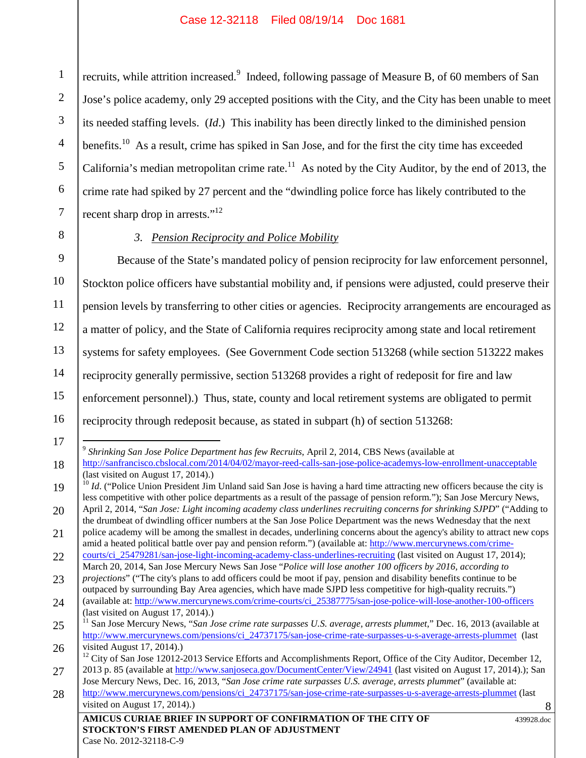recruits, while attrition increased.[9] Indeed, following passage of Measure B, of 60 members of San Jose's police academy, only 29 accepted positions with the City, and the City has been unable to meet its needed staffing levels. (*Id*.) This inability has been directly linked to the diminished pension benefits.[10] As a result, crime has spiked in San Jose, and for the first the city time has exceeded California's median metropolitan crime rate.[11] As noted by the City Auditor, by the end of 2013, the crime rate had spiked by 27 percent and the "dwindling police force has likely contributed to the recent sharp drop in arrests."[12]

### 3. Pension Reciprocity and Police Mobility

Because of the State's mandated policy of pension reciprocity for law enforcement personnel, Stockton police officers have substantial mobility and, if pensions were adjusted, could preserve their pension levels by transferring to other cities or agencies. Reciprocity arrangements are encouraged as a matter of policy, and the State of California requires reciprocity among state and local retirement systems for safety employees. (See Government Code section 513268 (while section 513222 makes reciprocity generally permissive, section 513268 provides a right of redeposit for fire and law enforcement personnel).) Thus, state, county and local retirement systems are obligated to permit reciprocity through redeposit because, as stated in subpart (h) of section 513268:

---

[9] *Shrinking San Jose Police Department has few Recruits*, April 2, 2014, CBS News (available at http://sanfrancisco.cbslocal.com/2014/04/02/mayor-reed-calls-san-jose-police-academys-low-enrollment-unacceptable (last visited on August 17, 2014).)

[10] *Id*. ("Police Union President Jim Unland said San Jose is having a hard time attracting new officers because the city is less competitive with other police departments as a result of the passage of pension reform."); San Jose Mercury News, April 2, 2014, "*San Jose: Light incoming academy class underlines recruiting concerns for shrinking SJPD*" ("Adding to the drumbeat of dwindling officer numbers at the San Jose Police Department was the news Wednesday that the next police academy will be among the smallest in decades, underlining concerns about the agency's ability to attract new cops amid a heated political battle over pay and pension reform.") (available at: http://www.mercurynews.com/crime-courts/ci_25479281/san-jose-light-incoming-academy-class-underlines-recruiting (last visited on August 17, 2014); March 20, 2014, San Jose Mercury News San Jose "*Police will lose another 100 officers by 2016, according to projections*" ("The city's plans to add officers could be moot if pay, pension and disability benefits continue to be outpaced by surrounding Bay Area agencies, which have made SJPD less competitive for high-quality recruits.") (available at: http://www.mercurynews.com/crime-courts/ci_25387775/san-jose-police-will-lose-another-100-officers (last visited on August 17, 2014).)

[11] San Jose Mercury News, "*San Jose crime rate surpasses U.S. average, arrests plummet*," Dec. 16, 2013 (available at http://www.mercurynews.com/pensions/ci_24737175/san-jose-crime-rate-surpasses-u-s-average-arrests-plummet (last visited August 17, 2014).)

[12] City of San Jose 12012-2013 Service Efforts and Accomplishments Report, Office of the City Auditor, December 12, 2013 p. 85 (available at http://www.sanjoseca.gov/DocumentCenter/View/24941 (last visited on August 17, 2014).); San Jose Mercury News, Dec. 16, 2013, "*San Jose crime rate surpasses U.S. average, arrests plummet*" (available at: http://www.mercurynews.com/pensions/ci_24737175/san-jose-crime-rate-surpasses-u-s-average-arrests-plummet (last visited on August 17, 2014).)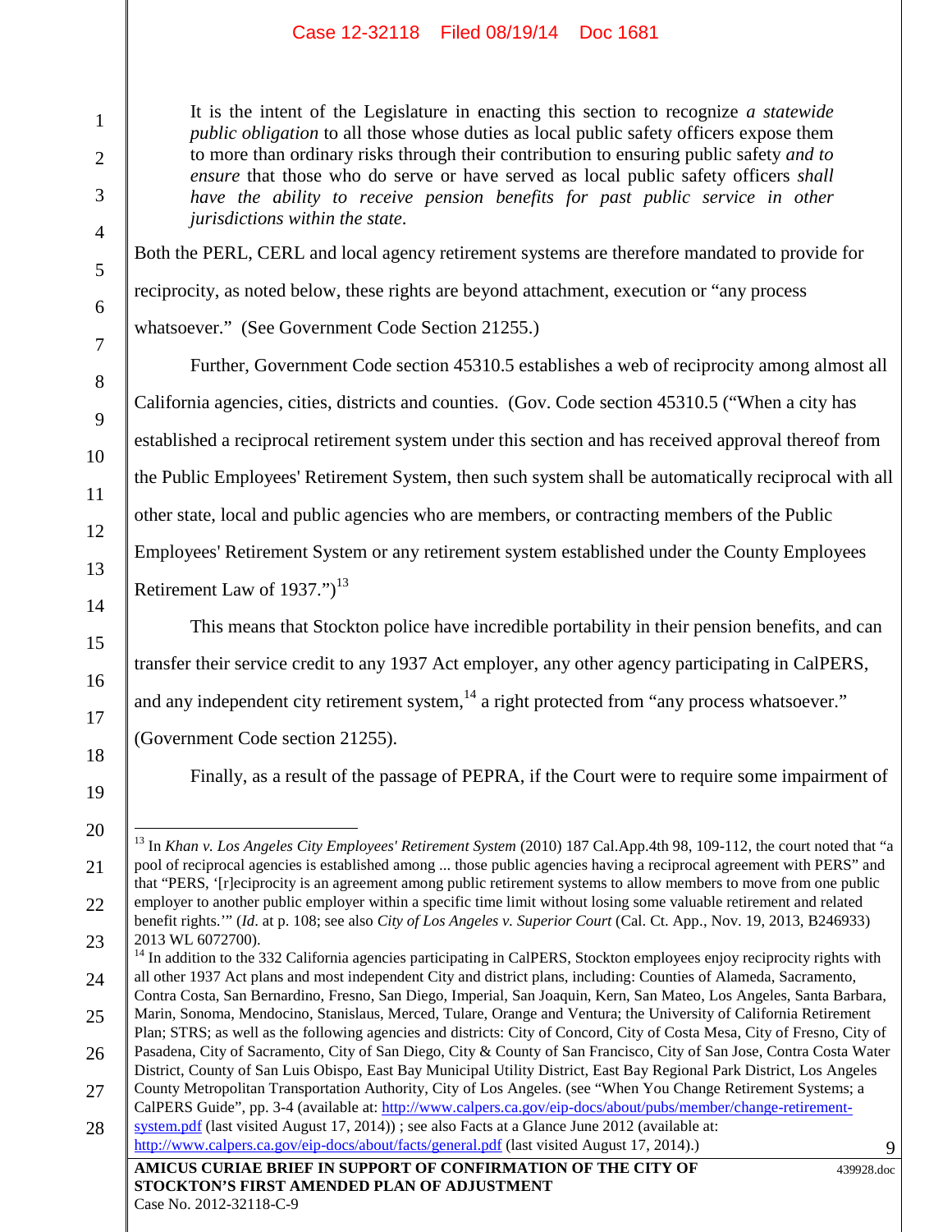> It is the intent of the Legislature in enacting this section to recognize *a statewide public obligation* to all those whose duties as local public safety officers expose them to more than ordinary risks through their contribution to ensuring public safety *and to ensure* that those who do serve or have served as local public safety officers *shall have the ability to receive pension benefits for past public service in other jurisdictions within the state*.

Both the PERL, CERL and local agency retirement systems are therefore mandated to provide for reciprocity, as noted below, these rights are beyond attachment, execution or "any process whatsoever." (See Government Code Section 21255.)

Further, Government Code section 45310.5 establishes a web of reciprocity among almost all California agencies, cities, districts and counties. (Gov. Code section 45310.5 ("When a city has established a reciprocal retirement system under this section and has received approval thereof from the Public Employees' Retirement System, then such system shall be automatically reciprocal with all other state, local and public agencies who are members, or contracting members of the Public Employees' Retirement System or any retirement system established under the County Employees Retirement Law of 1937.")[13]

This means that Stockton police have incredible portability in their pension benefits, and can transfer their service credit to any 1937 Act employer, any other agency participating in CalPERS, and any independent city retirement system,[14] a right protected from "any process whatsoever." (Government Code section 21255).

Finally, as a result of the passage of PEPRA, if the Court were to require some impairment of

---

[13] In *Khan v. Los Angeles City Employees' Retirement System* (2010) 187 Cal.App.4th 98, 109-112, the court noted that "a pool of reciprocal agencies is established among ... those public agencies having a reciprocal agreement with PERS" and that "PERS, '[r]eciprocity is an agreement among public retirement systems to allow members to move from one public employer to another public employer within a specific time limit without losing some valuable retirement and related benefit rights.'" (*Id*. at p. 108; see also *City of Los Angeles v. Superior Court* (Cal. Ct. App., Nov. 19, 2013, B246933) 2013 WL 6072700).

[14] In addition to the 332 California agencies participating in CalPERS, Stockton employees enjoy reciprocity rights with all other 1937 Act plans and most independent City and district plans, including: Counties of Alameda, Sacramento, Contra Costa, San Bernardino, Fresno, San Diego, Imperial, San Joaquin, Kern, San Mateo, Los Angeles, Santa Barbara, Marin, Sonoma, Mendocino, Stanislaus, Merced, Tulare, Orange and Ventura; the University of California Retirement Plan; STRS; as well as the following agencies and districts: City of Concord, City of Costa Mesa, City of Fresno, City of Pasadena, City of Sacramento, City of San Diego, City & County of San Francisco, City of San Jose, Contra Costa Water District, County of San Luis Obispo, East Bay Municipal Utility District, East Bay Regional Park District, Los Angeles County Metropolitan Transportation Authority, City of Los Angeles. (see "When You Change Retirement Systems; a CalPERS Guide", pp. 3-4 (available at: http://www.calpers.ca.gov/eip-docs/about/pubs/member/change-retirement-system.pdf (last visited August 17, 2014)) ; see also Facts at a Glance June 2012 (available at: http://www.calpers.ca.gov/eip-docs/about/facts/general.pdf (last visited August 17, 2014).)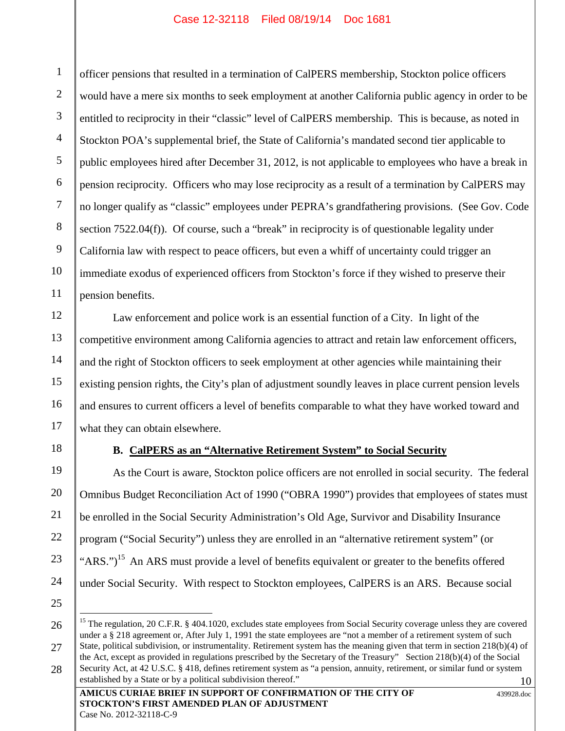officer pensions that resulted in a termination of CalPERS membership, Stockton police officers would have a mere six months to seek employment at another California public agency in order to be entitled to reciprocity in their "classic" level of CalPERS membership. This is because, as noted in Stockton POA's supplemental brief, the State of California's mandated second tier applicable to public employees hired after December 31, 2012, is not applicable to employees who have a break in pension reciprocity. Officers who may lose reciprocity as a result of a termination by CalPERS may no longer qualify as "classic" employees under PEPRA's grandfathering provisions. (See Gov. Code section 7522.04(f)). Of course, such a "break" in reciprocity is of questionable legality under California law with respect to peace officers, but even a whiff of uncertainty could trigger an immediate exodus of experienced officers from Stockton's force if they wished to preserve their pension benefits.

Law enforcement and police work is an essential function of a City. In light of the competitive environment among California agencies to attract and retain law enforcement officers, and the right of Stockton officers to seek employment at other agencies while maintaining their existing pension rights, the City's plan of adjustment soundly leaves in place current pension levels and ensures to current officers a level of benefits comparable to what they have worked toward and what they can obtain elsewhere.

### B. CalPERS as an "Alternative Retirement System" to Social Security

As the Court is aware, Stockton police officers are not enrolled in social security. The federal Omnibus Budget Reconciliation Act of 1990 ("OBRA 1990") provides that employees of states must be enrolled in the Social Security Administration's Old Age, Survivor and Disability Insurance program ("Social Security") unless they are enrolled in an "alternative retirement system" (or "ARS.")[15] An ARS must provide a level of benefits equivalent or greater to the benefits offered under Social Security. With respect to Stockton employees, CalPERS is an ARS. Because social

---

[15] The regulation, 20 C.F.R. § 404.1020, excludes state employees from Social Security coverage unless they are covered under a § 218 agreement or, After July 1, 1991 the state employees are "not a member of a retirement system of such State, political subdivision, or instrumentality. Retirement system has the meaning given that term in section 218(b)(4) of the Act, except as provided in regulations prescribed by the Secretary of the Treasury" Section 218(b)(4) of the Social Security Act, at 42 U.S.C. § 418, defines retirement system as "a pension, annuity, retirement, or similar fund or system established by a State or by a political subdivision thereof."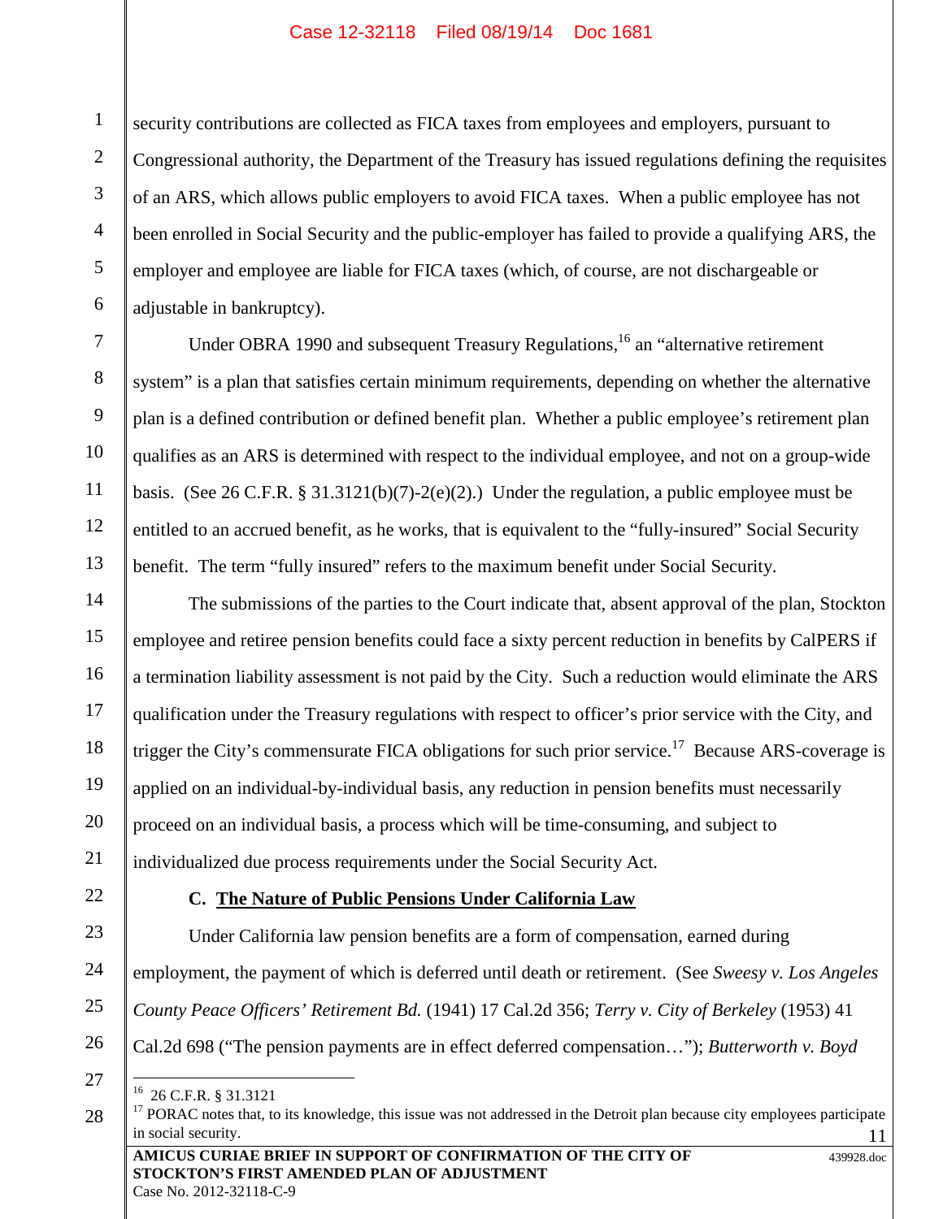security contributions are collected as FICA taxes from employees and employers, pursuant to Congressional authority, the Department of the Treasury has issued regulations defining the requisites of an ARS, which allows public employers to avoid FICA taxes. When a public employee has not been enrolled in Social Security and the public-employer has failed to provide a qualifying ARS, the employer and employee are liable for FICA taxes (which, of course, are not dischargeable or adjustable in bankruptcy).

Under OBRA 1990 and subsequent Treasury Regulations,[16] an "alternative retirement system" is a plan that satisfies certain minimum requirements, depending on whether the alternative plan is a defined contribution or defined benefit plan. Whether a public employee's retirement plan qualifies as an ARS is determined with respect to the individual employee, and not on a group-wide basis. (See 26 C.F.R. § 31.3121(b)(7)-2(e)(2).) Under the regulation, a public employee must be entitled to an accrued benefit, as he works, that is equivalent to the "fully-insured" Social Security benefit. The term "fully insured" refers to the maximum benefit under Social Security.

The submissions of the parties to the Court indicate that, absent approval of the plan, Stockton employee and retiree pension benefits could face a sixty percent reduction in benefits by CalPERS if a termination liability assessment is not paid by the City. Such a reduction would eliminate the ARS qualification under the Treasury regulations with respect to officer's prior service with the City, and trigger the City's commensurate FICA obligations for such prior service.[17] Because ARS-coverage is applied on an individual-by-individual basis, any reduction in pension benefits must necessarily proceed on an individual basis, a process which will be time-consuming, and subject to individualized due process requirements under the Social Security Act.

### C. <u>The Nature of Public Pensions Under California Law</u>

Under California law pension benefits are a form of compensation, earned during employment, the payment of which is deferred until death or retirement. (See *Sweesy v. Los Angeles County Peace Officers' Retirement Bd.* (1941) 17 Cal.2d 356; *Terry v. City of Berkeley* (1953) 41 Cal.2d 698 ("The pension payments are in effect deferred compensation…"); *Butterworth v. Boyd*

---

[16] 26 C.F.R. § 31.3121

[17] PORAC notes that, to its knowledge, this issue was not addressed in the Detroit plan because city employees participate in social security.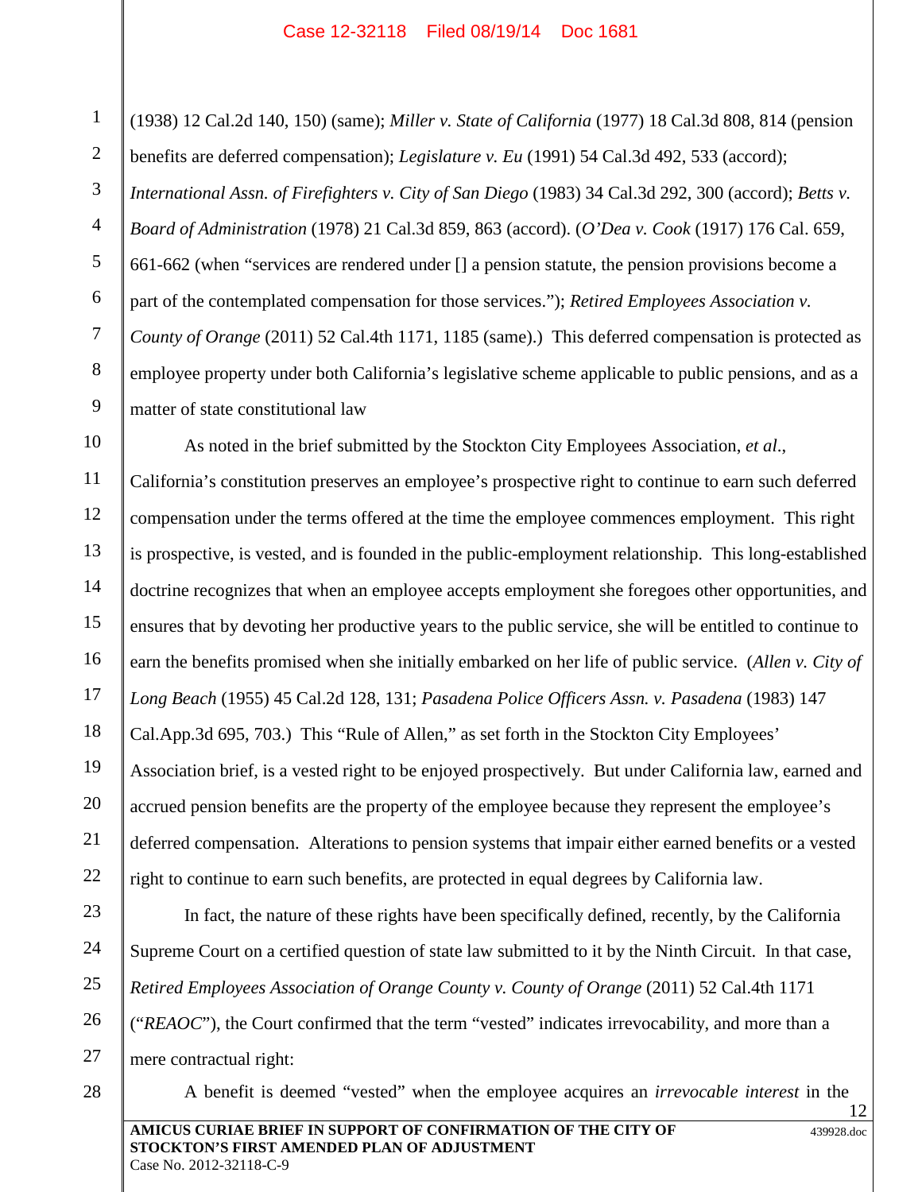(1938) 12 Cal.2d 140, 150) (same); *Miller v. State of California* (1977) 18 Cal.3d 808, 814 (pension benefits are deferred compensation); *Legislature v. Eu* (1991) 54 Cal.3d 492, 533 (accord); *International Assn. of Firefighters v. City of San Diego* (1983) 34 Cal.3d 292, 300 (accord); *Betts v. Board of Administration* (1978) 21 Cal.3d 859, 863 (accord). (*O'Dea v. Cook* (1917) 176 Cal. 659, 661-662 (when "services are rendered under [] a pension statute, the pension provisions become a part of the contemplated compensation for those services."); *Retired Employees Association v. County of Orange* (2011) 52 Cal.4th 1171, 1185 (same).) This deferred compensation is protected as employee property under both California's legislative scheme applicable to public pensions, and as a matter of state constitutional law

As noted in the brief submitted by the Stockton City Employees Association, *et al*., California's constitution preserves an employee's prospective right to continue to earn such deferred compensation under the terms offered at the time the employee commences employment. This right is prospective, is vested, and is founded in the public-employment relationship. This long-established doctrine recognizes that when an employee accepts employment she foregoes other opportunities, and ensures that by devoting her productive years to the public service, she will be entitled to continue to earn the benefits promised when she initially embarked on her life of public service. (*Allen v. City of Long Beach* (1955) 45 Cal.2d 128, 131; *Pasadena Police Officers Assn. v. Pasadena* (1983) 147 Cal.App.3d 695, 703.) This "Rule of Allen," as set forth in the Stockton City Employees' Association brief, is a vested right to be enjoyed prospectively. But under California law, earned and accrued pension benefits are the property of the employee because they represent the employee's deferred compensation. Alterations to pension systems that impair either earned benefits or a vested right to continue to earn such benefits, are protected in equal degrees by California law.

In fact, the nature of these rights have been specifically defined, recently, by the California Supreme Court on a certified question of state law submitted to it by the Ninth Circuit. In that case, *Retired Employees Association of Orange County v. County of Orange* (2011) 52 Cal.4th 1171 ("*REAOC*"), the Court confirmed that the term "vested" indicates irrevocability, and more than a mere contractual right:

A benefit is deemed "vested" when the employee acquires an *irrevocable interest* in the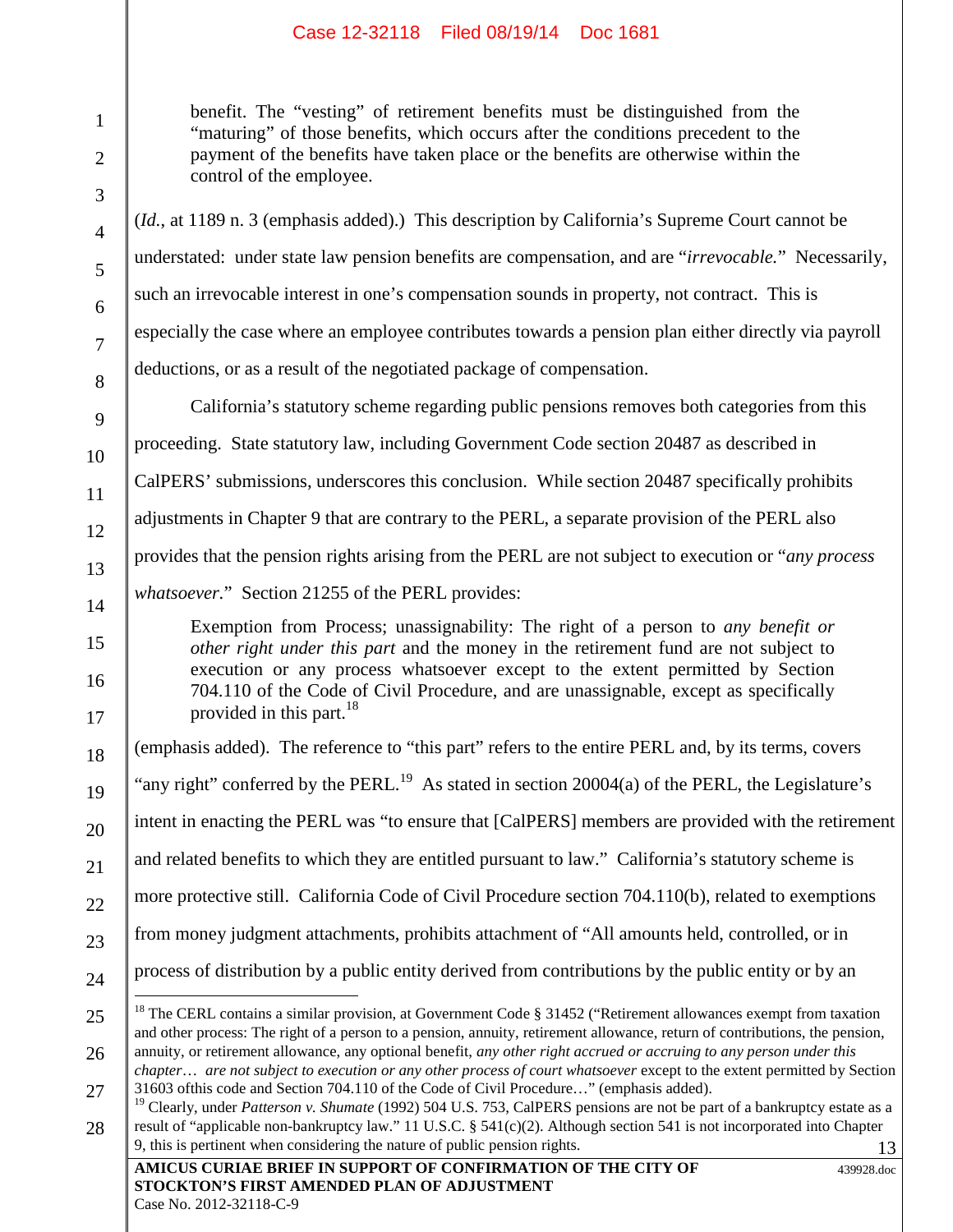> benefit. The "vesting" of retirement benefits must be distinguished from the "maturing" of those benefits, which occurs after the conditions precedent to the payment of the benefits have taken place or the benefits are otherwise within the control of the employee.

(*Id.*, at 1189 n. 3 (emphasis added).) This description by California's Supreme Court cannot be understated: under state law pension benefits are compensation, and are "*irrevocable.*" Necessarily, such an irrevocable interest in one's compensation sounds in property, not contract. This is especially the case where an employee contributes towards a pension plan either directly via payroll deductions, or as a result of the negotiated package of compensation.

California's statutory scheme regarding public pensions removes both categories from this proceeding. State statutory law, including Government Code section 20487 as described in CalPERS' submissions, underscores this conclusion. While section 20487 specifically prohibits adjustments in Chapter 9 that are contrary to the PERL, a separate provision of the PERL also provides that the pension rights arising from the PERL are not subject to execution or "*any process whatsoever*." Section 21255 of the PERL provides:

> Exemption from Process; unassignability: The right of a person to *any benefit or other right under this part* and the money in the retirement fund are not subject to execution or any process whatsoever except to the extent permitted by Section 704.110 of the Code of Civil Procedure, and are unassignable, except as specifically provided in this part.[18]

(emphasis added). The reference to "this part" refers to the entire PERL and, by its terms, covers "any right" conferred by the PERL.[19] As stated in section 20004(a) of the PERL, the Legislature's intent in enacting the PERL was "to ensure that [CalPERS] members are provided with the retirement and related benefits to which they are entitled pursuant to law." California's statutory scheme is more protective still. California Code of Civil Procedure section 704.110(b), related to exemptions from money judgment attachments, prohibits attachment of "All amounts held, controlled, or in process of distribution by a public entity derived from contributions by the public entity or by an

---

[18] The CERL contains a similar provision, at Government Code § 31452 ("Retirement allowances exempt from taxation and other process: The right of a person to a pension, annuity, retirement allowance, return of contributions, the pension, annuity, or retirement allowance, any optional benefit, *any other right accrued or accruing to any person under this chapter… are not subject to execution or any other process of court whatsoever* except to the extent permitted by Section 31603 ofthis code and Section 704.110 of the Code of Civil Procedure…" (emphasis added).

[19] Clearly, under *Patterson v. Shumate* (1992) 504 U.S. 753, CalPERS pensions are not be part of a bankruptcy estate as a result of "applicable non-bankruptcy law." 11 U.S.C. § 541(c)(2). Although section 541 is not incorporated into Chapter 9, this is pertinent when considering the nature of public pension rights.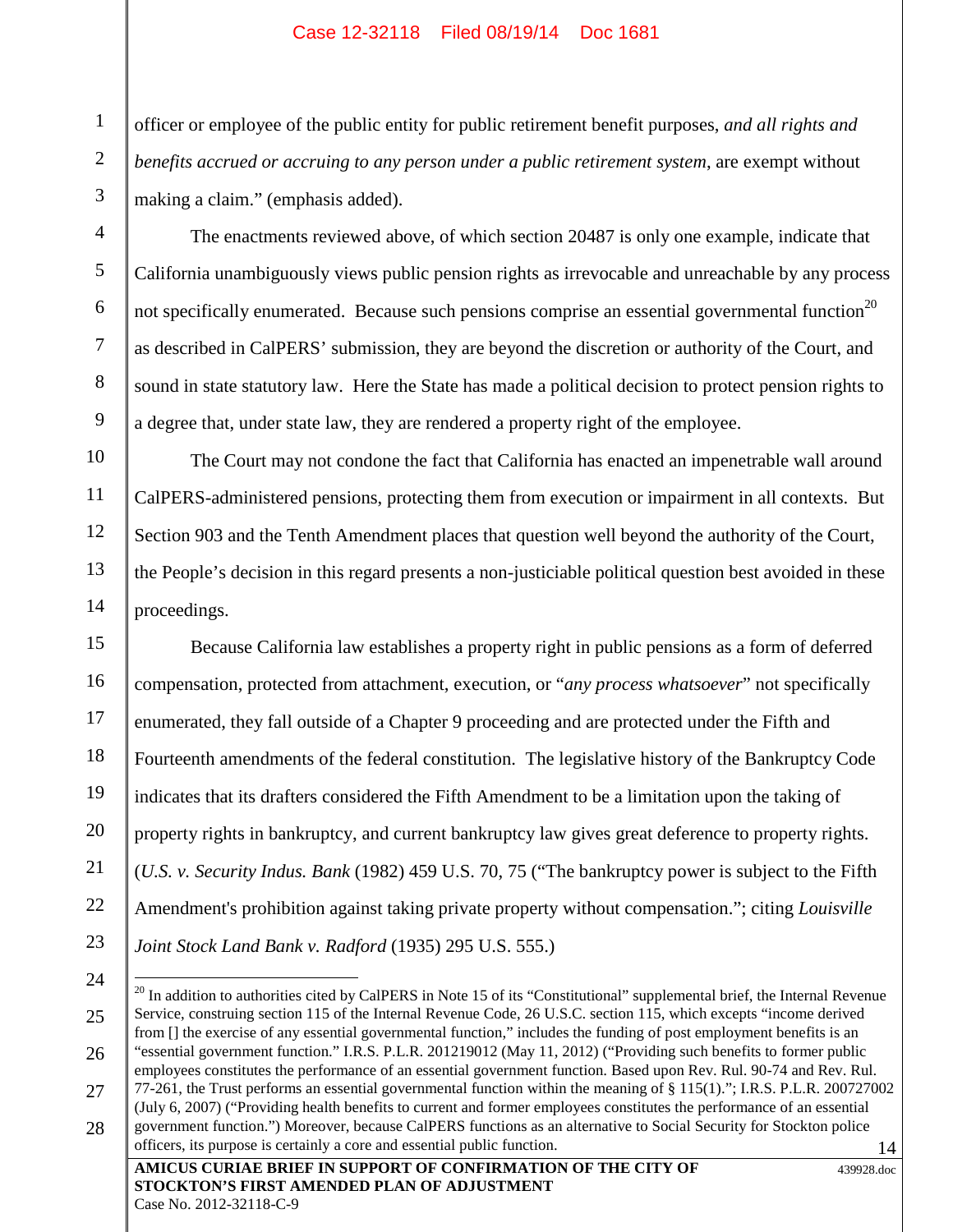officer or employee of the public entity for public retirement benefit purposes, *and all rights and benefits accrued or accruing to any person under a public retirement system*, are exempt without making a claim." (emphasis added).

The enactments reviewed above, of which section 20487 is only one example, indicate that California unambiguously views public pension rights as irrevocable and unreachable by any process not specifically enumerated. Because such pensions comprise an essential governmental function[20] as described in CalPERS' submission, they are beyond the discretion or authority of the Court, and sound in state statutory law. Here the State has made a political decision to protect pension rights to a degree that, under state law, they are rendered a property right of the employee.

The Court may not condone the fact that California has enacted an impenetrable wall around CalPERS-administered pensions, protecting them from execution or impairment in all contexts. But Section 903 and the Tenth Amendment places that question well beyond the authority of the Court, the People's decision in this regard presents a non-justiciable political question best avoided in these proceedings.

Because California law establishes a property right in public pensions as a form of deferred compensation, protected from attachment, execution, or "*any process whatsoever*" not specifically enumerated, they fall outside of a Chapter 9 proceeding and are protected under the Fifth and Fourteenth amendments of the federal constitution. The legislative history of the Bankruptcy Code indicates that its drafters considered the Fifth Amendment to be a limitation upon the taking of property rights in bankruptcy, and current bankruptcy law gives great deference to property rights. (*U.S. v. Security Indus. Bank* (1982) 459 U.S. 70, 75 ("The bankruptcy power is subject to the Fifth Amendment's prohibition against taking private property without compensation."; citing *Louisville Joint Stock Land Bank v. Radford* (1935) 295 U.S. 555.)

[20] In addition to authorities cited by CalPERS in Note 15 of its "Constitutional" supplemental brief, the Internal Revenue Service, construing section 115 of the Internal Revenue Code, 26 U.S.C. section 115, which excepts "income derived from [] the exercise of any essential governmental function," includes the funding of post employment benefits is an "essential government function." I.R.S. P.L.R. 201219012 (May 11, 2012) ("Providing such benefits to former public employees constitutes the performance of an essential government function. Based upon Rev. Rul. 90-74 and Rev. Rul. 77-261, the Trust performs an essential governmental function within the meaning of § 115(1)."; I.R.S. P.L.R. 200727002 (July 6, 2007) ("Providing health benefits to current and former employees constitutes the performance of an essential government function.") Moreover, because CalPERS functions as an alternative to Social Security for Stockton police officers, its purpose is certainly a core and essential public function.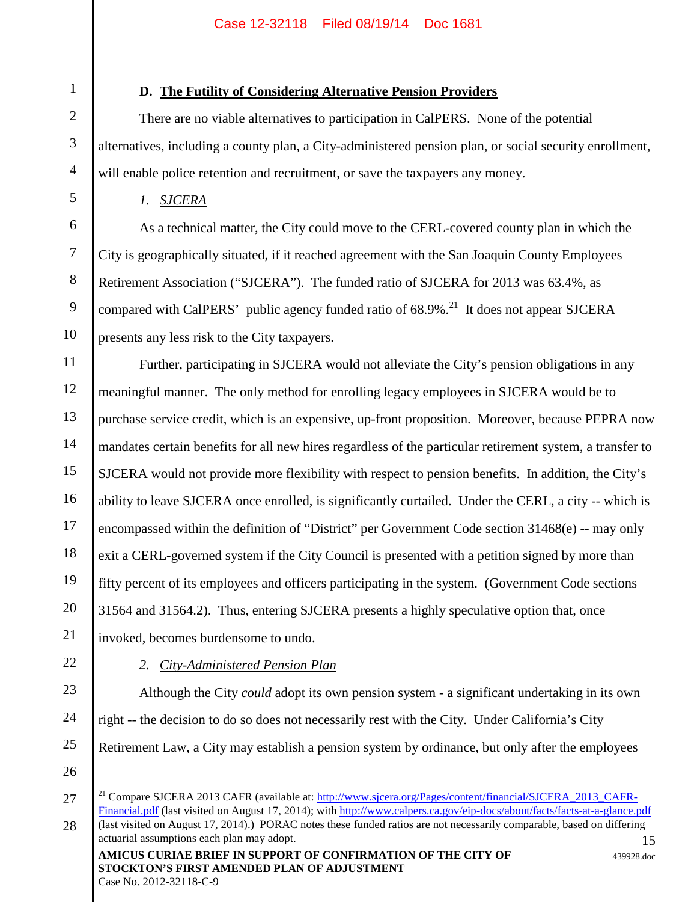### D. The Futility of Considering Alternative Pension Providers

There are no viable alternatives to participation in CalPERS. None of the potential alternatives, including a county plan, a City-administered pension plan, or social security enrollment, will enable police retention and recruitment, or save the taxpayers any money.

*1. SJCERA*

As a technical matter, the City could move to the CERL-covered county plan in which the City is geographically situated, if it reached agreement with the San Joaquin County Employees Retirement Association ("SJCERA"). The funded ratio of SJCERA for 2013 was 63.4%, as compared with CalPERS' public agency funded ratio of 68.9%.[21] It does not appear SJCERA presents any less risk to the City taxpayers.

Further, participating in SJCERA would not alleviate the City's pension obligations in any meaningful manner. The only method for enrolling legacy employees in SJCERA would be to purchase service credit, which is an expensive, up-front proposition. Moreover, because PEPRA now mandates certain benefits for all new hires regardless of the particular retirement system, a transfer to SJCERA would not provide more flexibility with respect to pension benefits. In addition, the City's ability to leave SJCERA once enrolled, is significantly curtailed. Under the CERL, a city -- which is encompassed within the definition of "District" per Government Code section 31468(e) -- may only exit a CERL-governed system if the City Council is presented with a petition signed by more than fifty percent of its employees and officers participating in the system. (Government Code sections 31564 and 31564.2). Thus, entering SJCERA presents a highly speculative option that, once invoked, becomes burdensome to undo.

*2. City-Administered Pension Plan*

Although the City *could* adopt its own pension system - a significant undertaking in its own right -- the decision to do so does not necessarily rest with the City. Under California's City Retirement Law, a City may establish a pension system by ordinance, but only after the employees

---

[21] Compare SJCERA 2013 CAFR (available at: http://www.sjcera.org/Pages/content/financial/SJCERA_2013_CAFR-Financial.pdf (last visited on August 17, 2014); with http://www.calpers.ca.gov/eip-docs/about/facts/facts-at-a-glance.pdf (last visited on August 17, 2014).) PORAC notes these funded ratios are not necessarily comparable, based on differing actuarial assumptions each plan may adopt.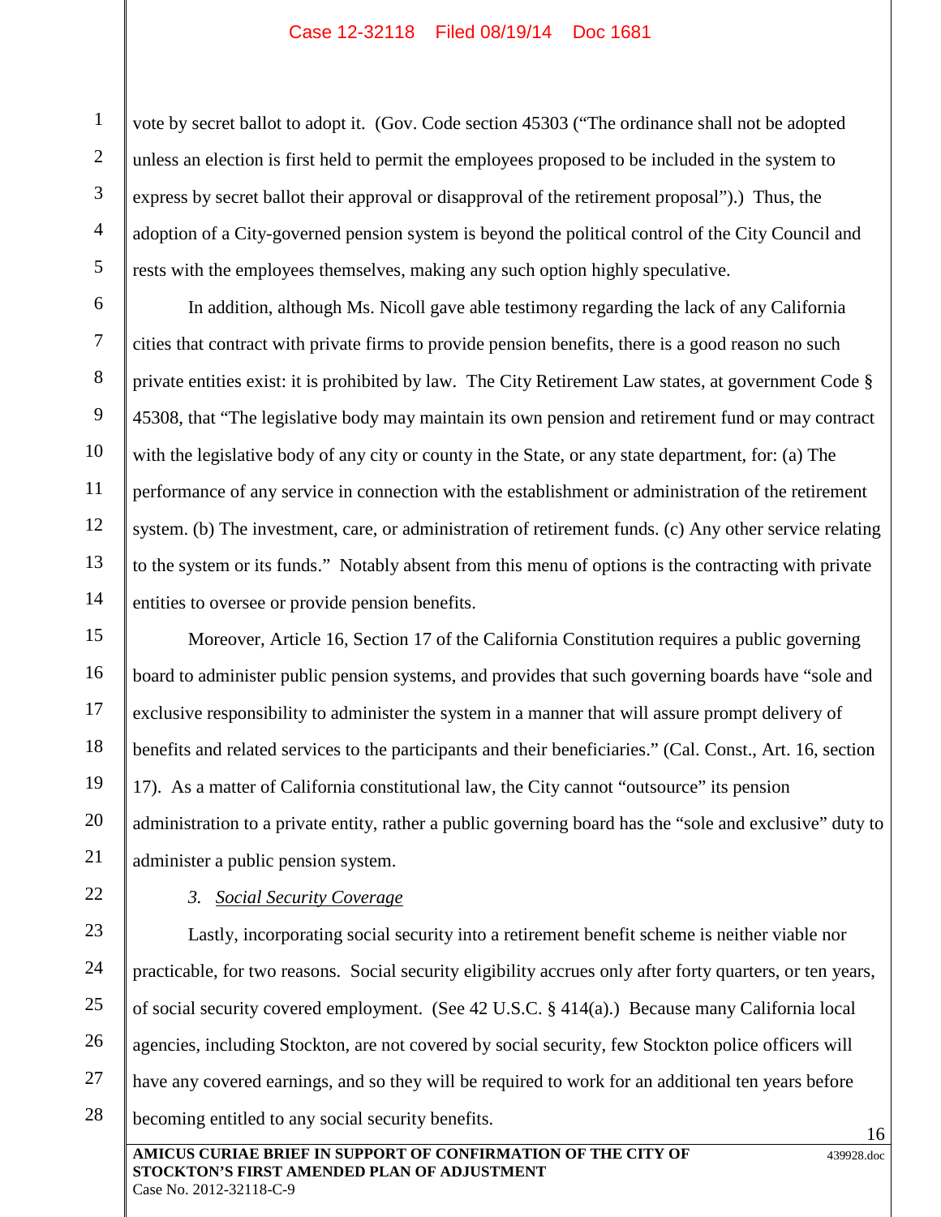vote by secret ballot to adopt it. (Gov. Code section 45303 ("The ordinance shall not be adopted unless an election is first held to permit the employees proposed to be included in the system to express by secret ballot their approval or disapproval of the retirement proposal").) Thus, the adoption of a City-governed pension system is beyond the political control of the City Council and rests with the employees themselves, making any such option highly speculative.

In addition, although Ms. Nicoll gave able testimony regarding the lack of any California cities that contract with private firms to provide pension benefits, there is a good reason no such private entities exist: it is prohibited by law. The City Retirement Law states, at government Code § 45308, that "The legislative body may maintain its own pension and retirement fund or may contract with the legislative body of any city or county in the State, or any state department, for: (a) The performance of any service in connection with the establishment or administration of the retirement system. (b) The investment, care, or administration of retirement funds. (c) Any other service relating to the system or its funds." Notably absent from this menu of options is the contracting with private entities to oversee or provide pension benefits.

Moreover, Article 16, Section 17 of the California Constitution requires a public governing board to administer public pension systems, and provides that such governing boards have "sole and exclusive responsibility to administer the system in a manner that will assure prompt delivery of benefits and related services to the participants and their beneficiaries." (Cal. Const., Art. 16, section 17). As a matter of California constitutional law, the City cannot "outsource" its pension administration to a private entity, rather a public governing board has the "sole and exclusive" duty to administer a public pension system.

*3. <u>Social Security Coverage</u>*

Lastly, incorporating social security into a retirement benefit scheme is neither viable nor practicable, for two reasons. Social security eligibility accrues only after forty quarters, or ten years, of social security covered employment. (See 42 U.S.C. § 414(a).) Because many California local agencies, including Stockton, are not covered by social security, few Stockton police officers will have any covered earnings, and so they will be required to work for an additional ten years before becoming entitled to any social security benefits.

**AMICUS CURIAE BRIEF IN SUPPORT OF CONFIRMATION OF THE CITY OF STOCKTON'S FIRST AMENDED PLAN OF ADJUSTMENT**
Case No. 2012-32118-C-9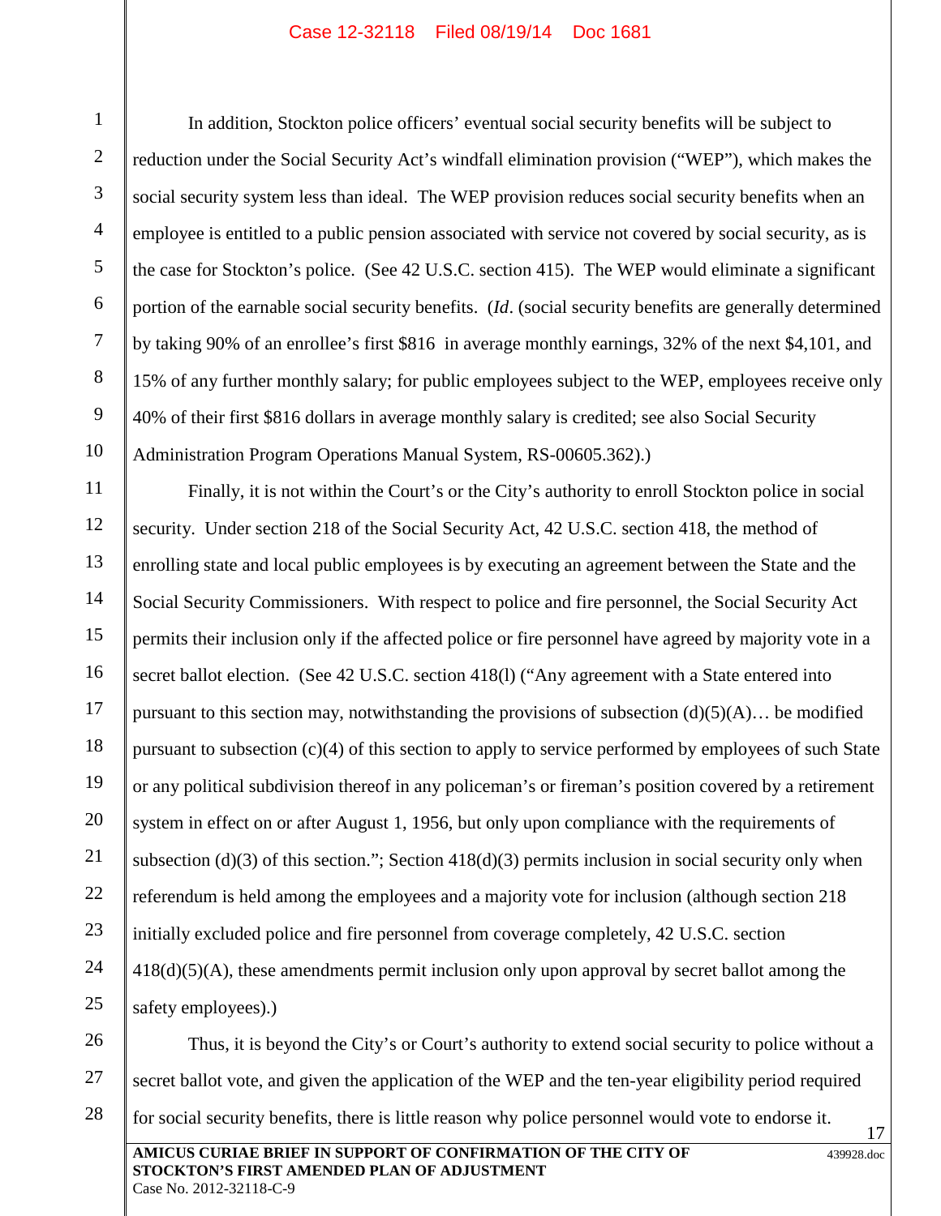In addition, Stockton police officers' eventual social security benefits will be subject to reduction under the Social Security Act's windfall elimination provision ("WEP"), which makes the social security system less than ideal. The WEP provision reduces social security benefits when an employee is entitled to a public pension associated with service not covered by social security, as is the case for Stockton's police. (See 42 U.S.C. section 415). The WEP would eliminate a significant portion of the earnable social security benefits. (*Id*. (social security benefits are generally determined by taking 90% of an enrollee's first $816 in average monthly earnings, 32% of the next $4,101, and 15% of any further monthly salary; for public employees subject to the WEP, employees receive only 40% of their first $816 dollars in average monthly salary is credited; see also Social Security Administration Program Operations Manual System, RS-00605.362).)

Finally, it is not within the Court's or the City's authority to enroll Stockton police in social security. Under section 218 of the Social Security Act, 42 U.S.C. section 418, the method of enrolling state and local public employees is by executing an agreement between the State and the Social Security Commissioners. With respect to police and fire personnel, the Social Security Act permits their inclusion only if the affected police or fire personnel have agreed by majority vote in a secret ballot election. (See 42 U.S.C. section 418(l) ("Any agreement with a State entered into pursuant to this section may, notwithstanding the provisions of subsection (d)(5)(A)… be modified pursuant to subsection (c)(4) of this section to apply to service performed by employees of such State or any political subdivision thereof in any policeman's or fireman's position covered by a retirement system in effect on or after August 1, 1956, but only upon compliance with the requirements of subsection (d)(3) of this section."; Section 418(d)(3) permits inclusion in social security only when referendum is held among the employees and a majority vote for inclusion (although section 218 initially excluded police and fire personnel from coverage completely, 42 U.S.C. section 418(d)(5)(A), these amendments permit inclusion only upon approval by secret ballot among the safety employees).)

Thus, it is beyond the City's or Court's authority to extend social security to police without a secret ballot vote, and given the application of the WEP and the ten-year eligibility period required for social security benefits, there is little reason why police personnel would vote to endorse it.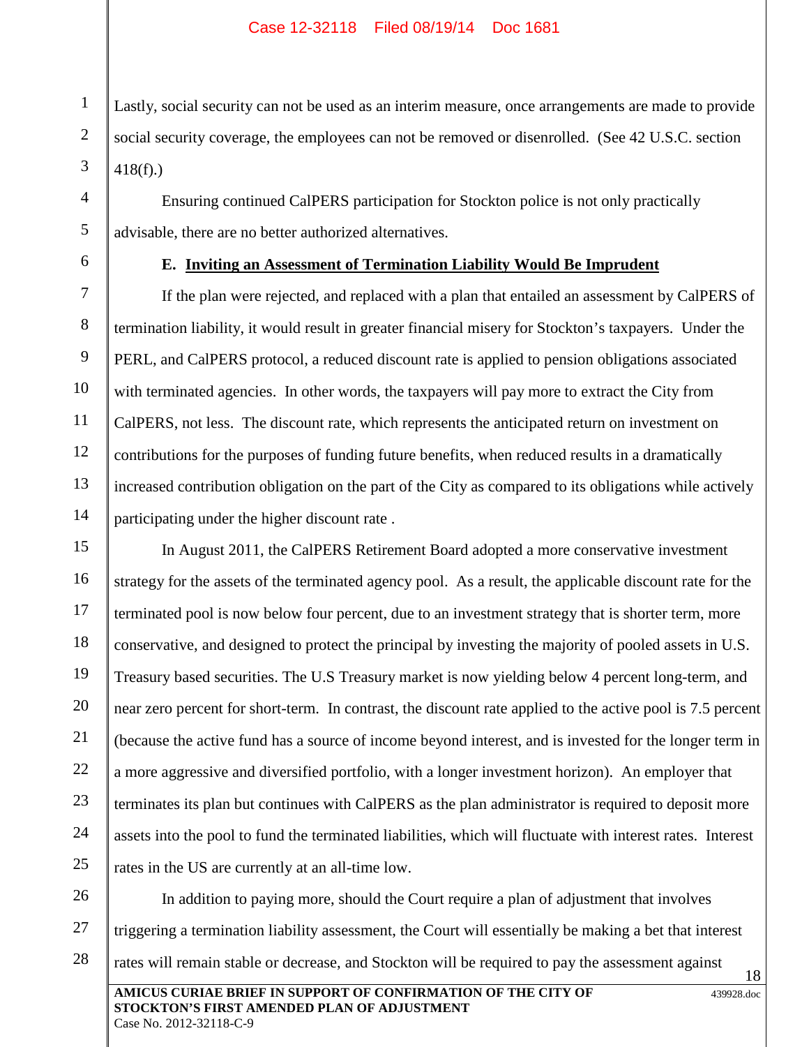Lastly, social security can not be used as an interim measure, once arrangements are made to provide social security coverage, the employees can not be removed or disenrolled. (See 42 U.S.C. section 418(f).)

Ensuring continued CalPERS participation for Stockton police is not only practically advisable, there are no better authorized alternatives.

**E. <u>Inviting an Assessment of Termination Liability Would Be Imprudent</u>**

If the plan were rejected, and replaced with a plan that entailed an assessment by CalPERS of termination liability, it would result in greater financial misery for Stockton's taxpayers. Under the PERL, and CalPERS protocol, a reduced discount rate is applied to pension obligations associated with terminated agencies. In other words, the taxpayers will pay more to extract the City from CalPERS, not less. The discount rate, which represents the anticipated return on investment on contributions for the purposes of funding future benefits, when reduced results in a dramatically increased contribution obligation on the part of the City as compared to its obligations while actively participating under the higher discount rate .

In August 2011, the CalPERS Retirement Board adopted a more conservative investment strategy for the assets of the terminated agency pool. As a result, the applicable discount rate for the terminated pool is now below four percent, due to an investment strategy that is shorter term, more conservative, and designed to protect the principal by investing the majority of pooled assets in U.S. Treasury based securities. The U.S Treasury market is now yielding below 4 percent long-term, and near zero percent for short-term. In contrast, the discount rate applied to the active pool is 7.5 percent (because the active fund has a source of income beyond interest, and is invested for the longer term in a more aggressive and diversified portfolio, with a longer investment horizon). An employer that terminates its plan but continues with CalPERS as the plan administrator is required to deposit more assets into the pool to fund the terminated liabilities, which will fluctuate with interest rates. Interest rates in the US are currently at an all-time low.

In addition to paying more, should the Court require a plan of adjustment that involves triggering a termination liability assessment, the Court will essentially be making a bet that interest rates will remain stable or decrease, and Stockton will be required to pay the assessment against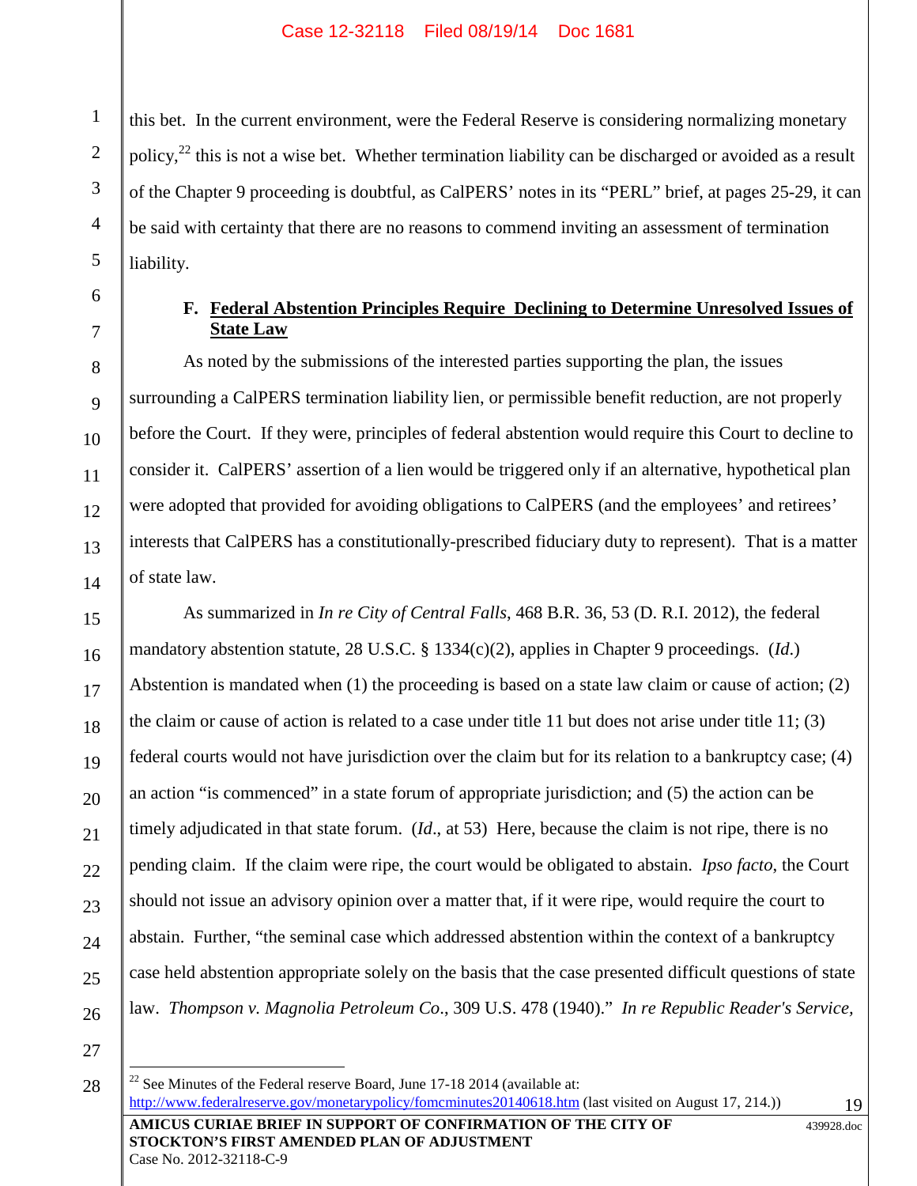this bet. In the current environment, were the Federal Reserve is considering normalizing monetary policy,[22] this is not a wise bet. Whether termination liability can be discharged or avoided as a result of the Chapter 9 proceeding is doubtful, as CalPERS' notes in its "PERL" brief, at pages 25-29, it can be said with certainty that there are no reasons to commend inviting an assessment of termination liability.

### F. <u>Federal Abstention Principles Require Declining to Determine Unresolved Issues of State Law</u>

As noted by the submissions of the interested parties supporting the plan, the issues surrounding a CalPERS termination liability lien, or permissible benefit reduction, are not properly before the Court. If they were, principles of federal abstention would require this Court to decline to consider it. CalPERS' assertion of a lien would be triggered only if an alternative, hypothetical plan were adopted that provided for avoiding obligations to CalPERS (and the employees' and retirees' interests that CalPERS has a constitutionally-prescribed fiduciary duty to represent). That is a matter of state law.

As summarized in *In re City of Central Falls*, 468 B.R. 36, 53 (D. R.I. 2012), the federal mandatory abstention statute, 28 U.S.C. § 1334(c)(2), applies in Chapter 9 proceedings. (*Id*.) Abstention is mandated when (1) the proceeding is based on a state law claim or cause of action; (2) the claim or cause of action is related to a case under title 11 but does not arise under title 11; (3) federal courts would not have jurisdiction over the claim but for its relation to a bankruptcy case; (4) an action "is commenced" in a state forum of appropriate jurisdiction; and (5) the action can be timely adjudicated in that state forum. (*Id*., at 53) Here, because the claim is not ripe, there is no pending claim. If the claim were ripe, the court would be obligated to abstain. *Ipso facto*, the Court should not issue an advisory opinion over a matter that, if it were ripe, would require the court to abstain. Further, "the seminal case which addressed abstention within the context of a bankruptcy case held abstention appropriate solely on the basis that the case presented difficult questions of state law. *Thompson v. Magnolia Petroleum Co*., 309 U.S. 478 (1940)." *In re Republic Reader's Service,*

---

[22] See Minutes of the Federal reserve Board, June 17-18 2014 (available at: http://www.federalreserve.gov/monetarypolicy/fomcminutes20140618.htm (last visited on August 17, 214.))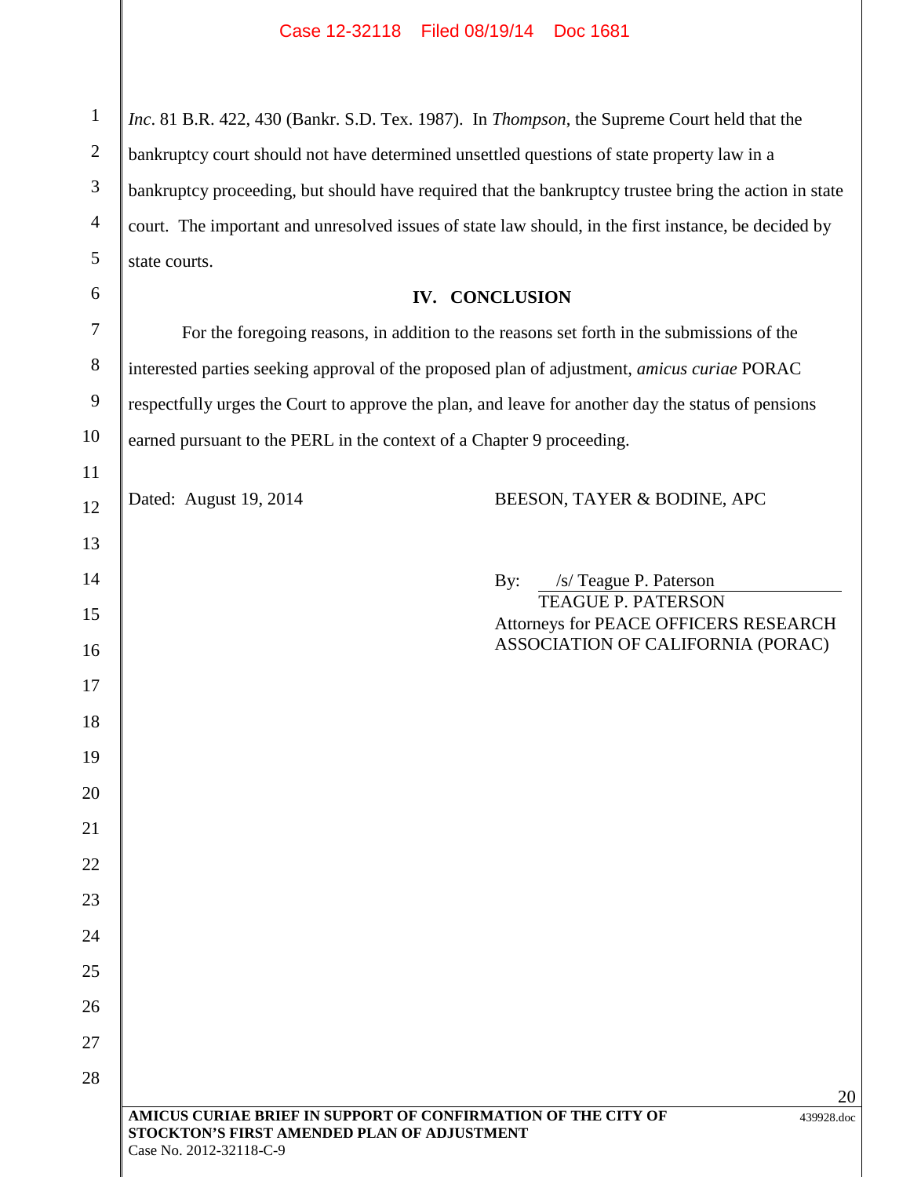*Inc*. 81 B.R. 422, 430 (Bankr. S.D. Tex. 1987). In *Thompson*, the Supreme Court held that the bankruptcy court should not have determined unsettled questions of state property law in a bankruptcy proceeding, but should have required that the bankruptcy trustee bring the action in state court. The important and unresolved issues of state law should, in the first instance, be decided by state courts.

## IV. CONCLUSION

For the foregoing reasons, in addition to the reasons set forth in the submissions of the interested parties seeking approval of the proposed plan of adjustment, *amicus curiae* PORAC respectfully urges the Court to approve the plan, and leave for another day the status of pensions earned pursuant to the PERL in the context of a Chapter 9 proceeding.

Dated: August 19, 2014

BEESON, TAYER & BODINE, APC

By: /s/ Teague P. Paterson
TEAGUE P. PATERSON
Attorneys for PEACE OFFICERS RESEARCH ASSOCIATION OF CALIFORNIA (PORAC)